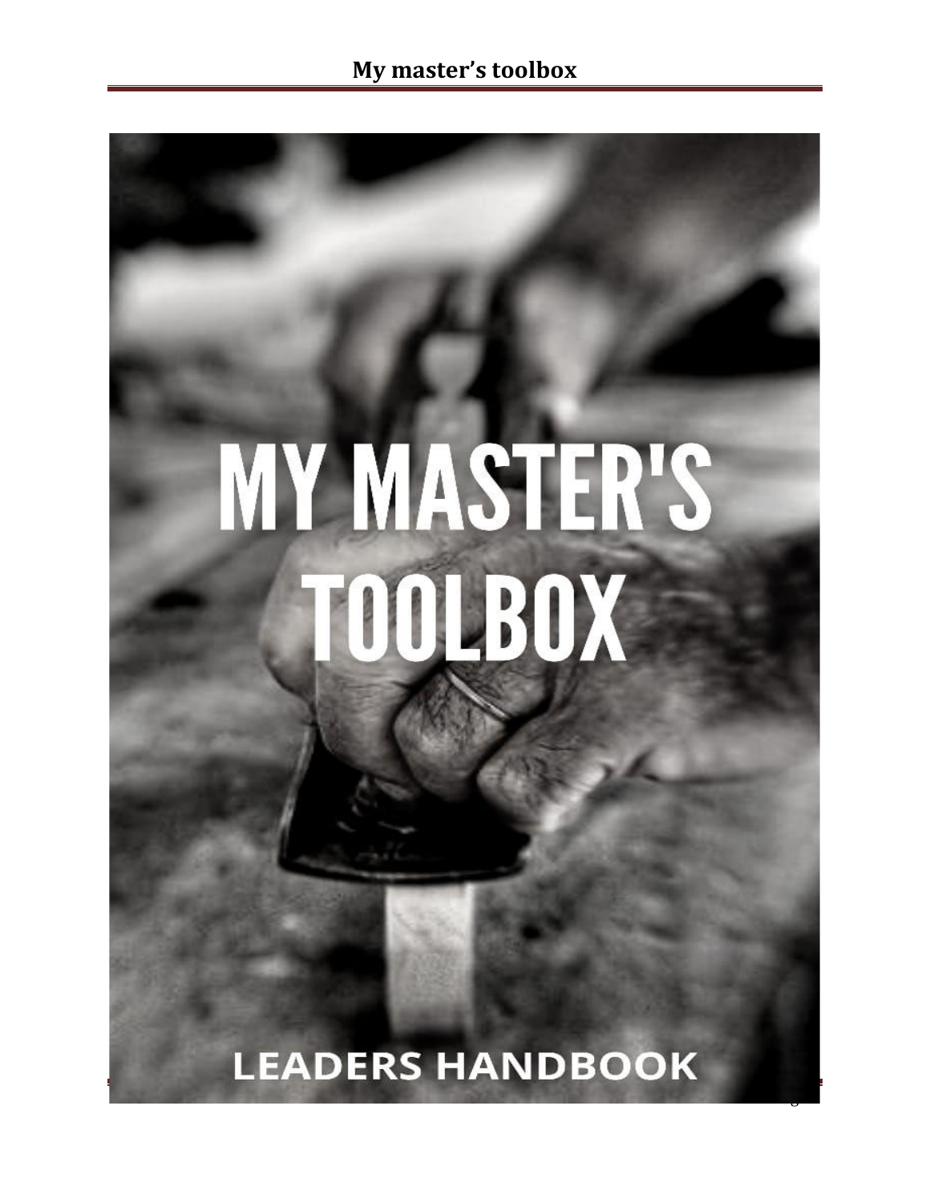# MY MASTER'S TOOLBOX

## LEADERS HANDBOOK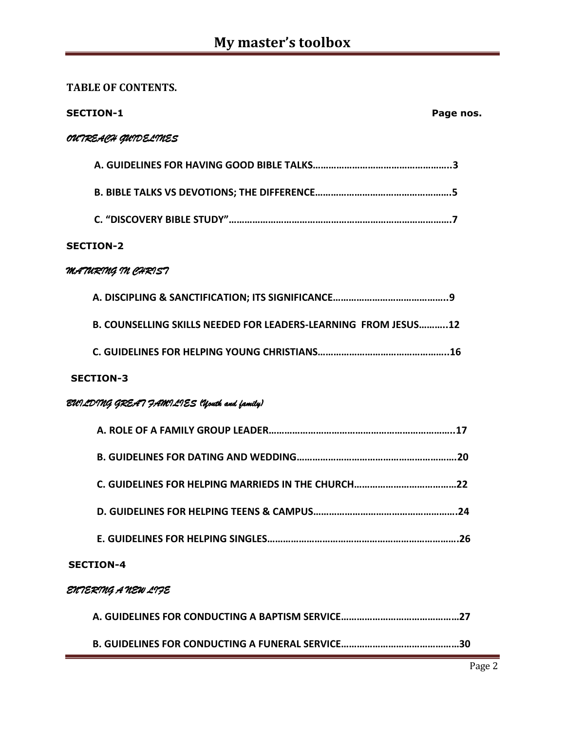**TABLE OF CONTENTS.**

**SECTION-1** **Page nos.**

*OUTREACH GUIDELINES*

**A. GUIDELINES FOR HAVING GOOD BIBLE TALKS……………………………………………..3**

**B. BIBLE TALKS VS DEVOTIONS; THE DIFFERENCE……………………………………………5**

**C. "DISCOVERY BIBLE STUDY"…………………………………………………………………………7**

**SECTION-2**

*MATURING IN CHRIST*

**A. DISCIPLING & SANCTIFICATION; ITS SIGNIFICANCE……………………………………..9**

**B. COUNSELLING SKILLS NEEDED FOR LEADERS-LEARNING FROM JESUS………..12**

**C. GUIDELINES FOR HELPING YOUNG CHRISTIANS…………………………………………..16**

**SECTION-3**

*BUILDING GREAT FAMILIES (Youth and family)*

**A. ROLE OF A FAMILY GROUP LEADER……………………………………………………………..17**

**B. GUIDELINES FOR DATING AND WEDDING……………………………………………………20**

**C. GUIDELINES FOR HELPING MARRIEDS IN THE CHURCH…………………………………22**

**D. GUIDELINES FOR HELPING TEENS & CAMPUS……………………………………………….24**

**E. GUIDELINES FOR HELPING SINGLES……………………………………………………………..26**

**SECTION-4**

*ENTERING A NEW LIFE*

**A. GUIDELINES FOR CONDUCTING A BAPTISM SERVICE………………………………………27**

**B. GUIDELINES FOR CONDUCTING A FUNERAL SERVICE………………………………………30**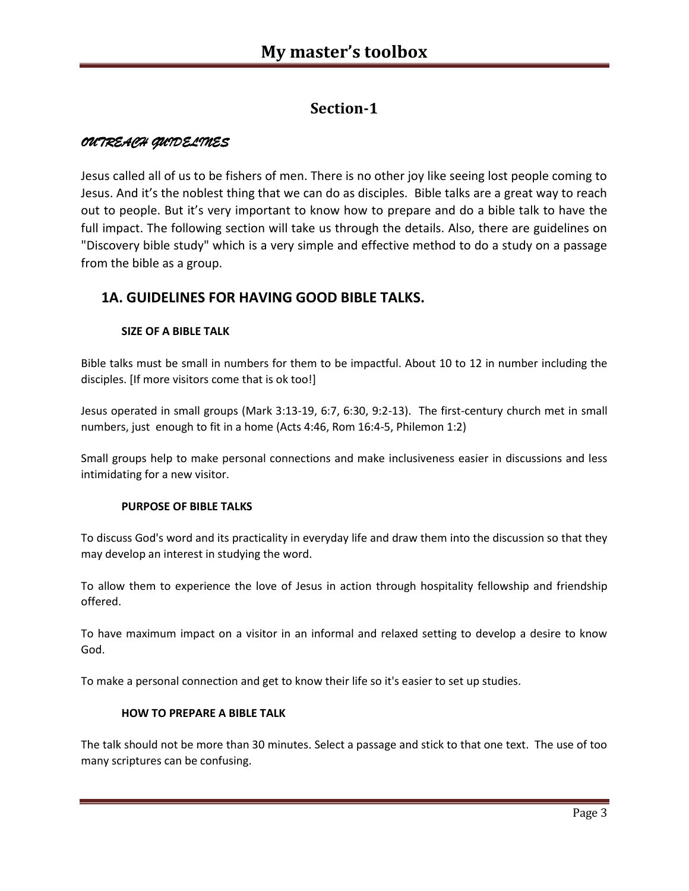## Section-1

*OUTREACH GUIDELINES*

Jesus called all of us to be fishers of men. There is no other joy like seeing lost people coming to Jesus. And it's the noblest thing that we can do as disciples. Bible talks are a great way to reach out to people. But it's very important to know how to prepare and do a bible talk to have the full impact. The following section will take us through the details. Also, there are guidelines on "Discovery bible study" which is a very simple and effective method to do a study on a passage from the bible as a group.

### 1A. GUIDELINES FOR HAVING GOOD BIBLE TALKS.

#### SIZE OF A BIBLE TALK

Bible talks must be small in numbers for them to be impactful. About 10 to 12 in number including the disciples. [If more visitors come that is ok too!]

Jesus operated in small groups (Mark 3:13-19, 6:7, 6:30, 9:2-13). The first-century church met in small numbers, just enough to fit in a home (Acts 4:46, Rom 16:4-5, Philemon 1:2)

Small groups help to make personal connections and make inclusiveness easier in discussions and less intimidating for a new visitor.

#### PURPOSE OF BIBLE TALKS

To discuss God's word and its practicality in everyday life and draw them into the discussion so that they may develop an interest in studying the word.

To allow them to experience the love of Jesus in action through hospitality fellowship and friendship offered.

To have maximum impact on a visitor in an informal and relaxed setting to develop a desire to know God.

To make a personal connection and get to know their life so it's easier to set up studies.

#### HOW TO PREPARE A BIBLE TALK

The talk should not be more than 30 minutes. Select a passage and stick to that one text. The use of too many scriptures can be confusing.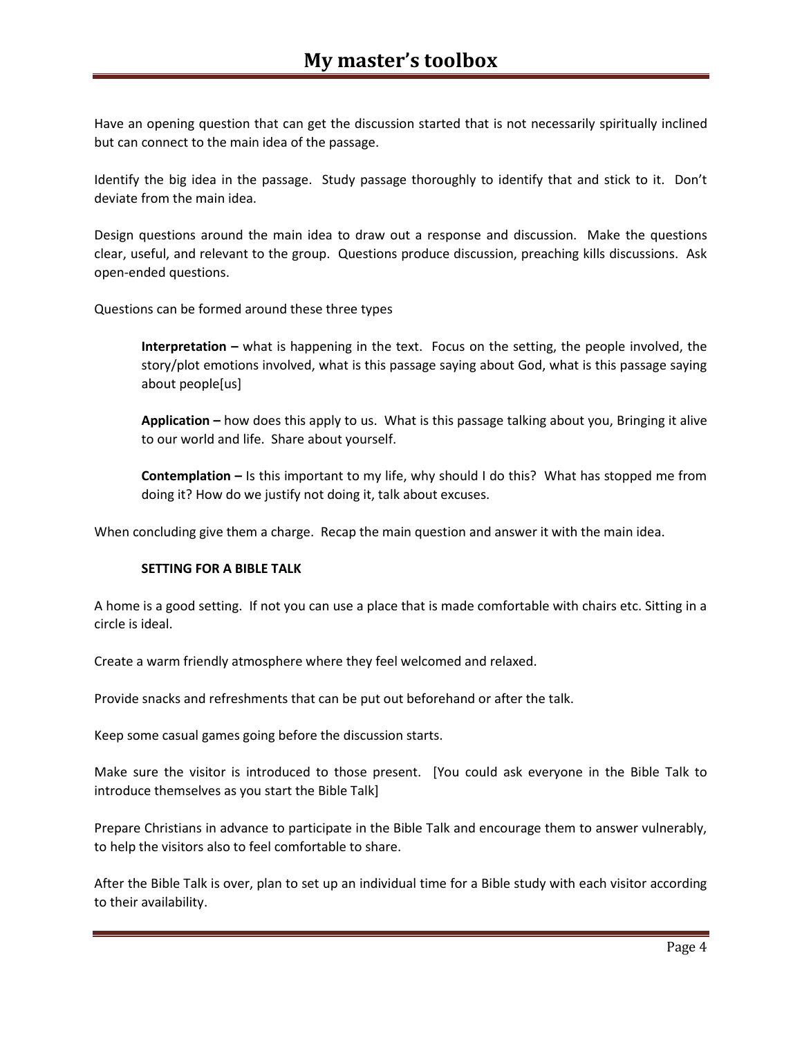Have an opening question that can get the discussion started that is not necessarily spiritually inclined but can connect to the main idea of the passage.

Identify the big idea in the passage. Study passage thoroughly to identify that and stick to it. Don't deviate from the main idea.

Design questions around the main idea to draw out a response and discussion. Make the questions clear, useful, and relevant to the group. Questions produce discussion, preaching kills discussions. Ask open-ended questions.

Questions can be formed around these three types

> **Interpretation –** what is happening in the text. Focus on the setting, the people involved, the story/plot emotions involved, what is this passage saying about God, what is this passage saying about people[us]
>
> **Application –** how does this apply to us. What is this passage talking about you, Bringing it alive to our world and life. Share about yourself.
>
> **Contemplation –** Is this important to my life, why should I do this? What has stopped me from doing it? How do we justify not doing it, talk about excuses.

When concluding give them a charge. Recap the main question and answer it with the main idea.

### SETTING FOR A BIBLE TALK

A home is a good setting. If not you can use a place that is made comfortable with chairs etc. Sitting in a circle is ideal.

Create a warm friendly atmosphere where they feel welcomed and relaxed.

Provide snacks and refreshments that can be put out beforehand or after the talk.

Keep some casual games going before the discussion starts.

Make sure the visitor is introduced to those present. [You could ask everyone in the Bible Talk to introduce themselves as you start the Bible Talk]

Prepare Christians in advance to participate in the Bible Talk and encourage them to answer vulnerably, to help the visitors also to feel comfortable to share.

After the Bible Talk is over, plan to set up an individual time for a Bible study with each visitor according to their availability.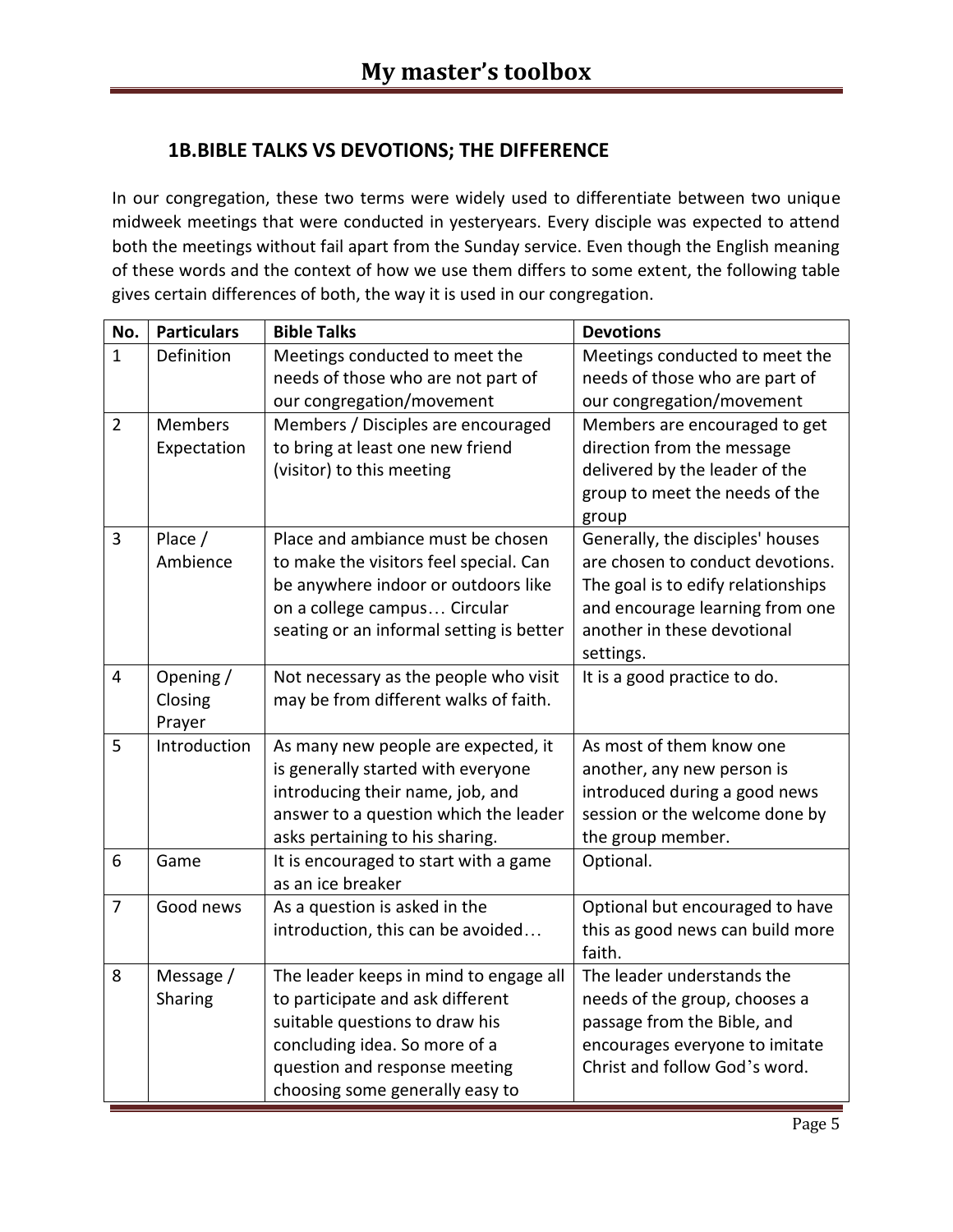## 1B.BIBLE TALKS VS DEVOTIONS; THE DIFFERENCE

In our congregation, these two terms were widely used to differentiate between two unique midweek meetings that were conducted in yesteryears. Every disciple was expected to attend both the meetings without fail apart from the Sunday service. Even though the English meaning of these words and the context of how we use them differs to some extent, the following table gives certain differences of both, the way it is used in our congregation.

| No. | Particulars | Bible Talks | Devotions |
|---|---|---|---|
| 1 | Definition | Meetings conducted to meet the needs of those who are not part of our congregation/movement | Meetings conducted to meet the needs of those who are part of our congregation/movement |
| 2 | Members Expectation | Members / Disciples are encouraged to bring at least one new friend (visitor) to this meeting | Members are encouraged to get direction from the message delivered by the leader of the group to meet the needs of the group |
| 3 | Place / Ambience | Place and ambiance must be chosen to make the visitors feel special. Can be anywhere indoor or outdoors like on a college campus… Circular seating or an informal setting is better | Generally, the disciples' houses are chosen to conduct devotions. The goal is to edify relationships and encourage learning from one another in these devotional settings. |
| 4 | Opening / Closing Prayer | Not necessary as the people who visit may be from different walks of faith. | It is a good practice to do. |
| 5 | Introduction | As many new people are expected, it is generally started with everyone introducing their name, job, and answer to a question which the leader asks pertaining to his sharing. | As most of them know one another, any new person is introduced during a good news session or the welcome done by the group member. |
| 6 | Game | It is encouraged to start with a game as an ice breaker | Optional. |
| 7 | Good news | As a question is asked in the introduction, this can be avoided… | Optional but encouraged to have this as good news can build more faith. |
| 8 | Message / Sharing | The leader keeps in mind to engage all to participate and ask different suitable questions to draw his concluding idea. So more of a question and response meeting choosing some generally easy to | The leader understands the needs of the group, chooses a passage from the Bible, and encourages everyone to imitate Christ and follow God's word. |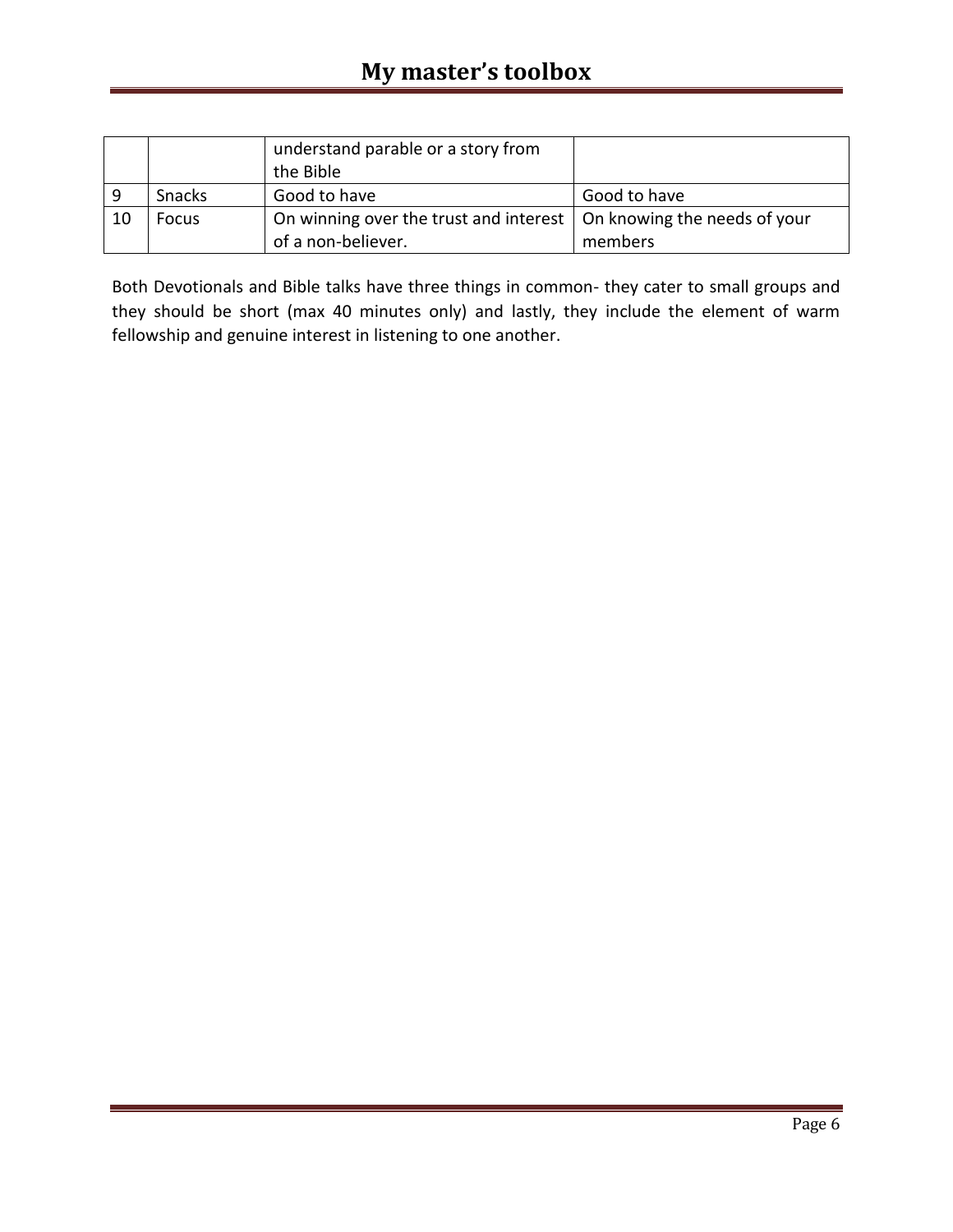| | | | |
|---|---|---|---|
| | | understand parable or a story from the Bible | |
| 9 | Snacks | Good to have | Good to have |
| 10 | Focus | On winning over the trust and interest of a non-believer. | On knowing the needs of your members |

Both Devotionals and Bible talks have three things in common- they cater to small groups and they should be short (max 40 minutes only) and lastly, they include the element of warm fellowship and genuine interest in listening to one another.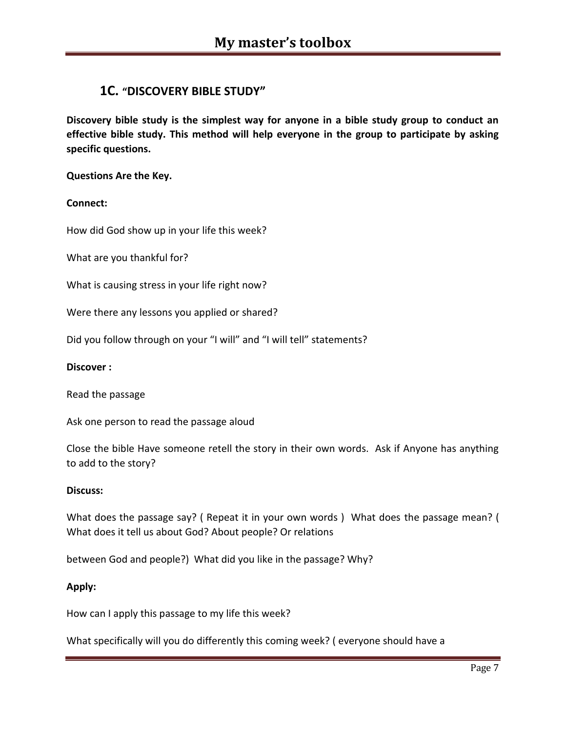## 1C. "DISCOVERY BIBLE STUDY"

**Discovery bible study is the simplest way for anyone in a bible study group to conduct an effective bible study. This method will help everyone in the group to participate by asking specific questions.**

**Questions Are the Key.**

**Connect:**

How did God show up in your life this week?

What are you thankful for?

What is causing stress in your life right now?

Were there any lessons you applied or shared?

Did you follow through on your "I will" and "I will tell" statements?

**Discover :**

Read the passage

Ask one person to read the passage aloud

Close the bible Have someone retell the story in their own words. Ask if Anyone has anything to add to the story?

**Discuss:**

What does the passage say? ( Repeat it in your own words ) What does the passage mean? ( What does it tell us about God? About people? Or relations

between God and people?) What did you like in the passage? Why?

**Apply:**

How can I apply this passage to my life this week?

What specifically will you do differently this coming week? ( everyone should have a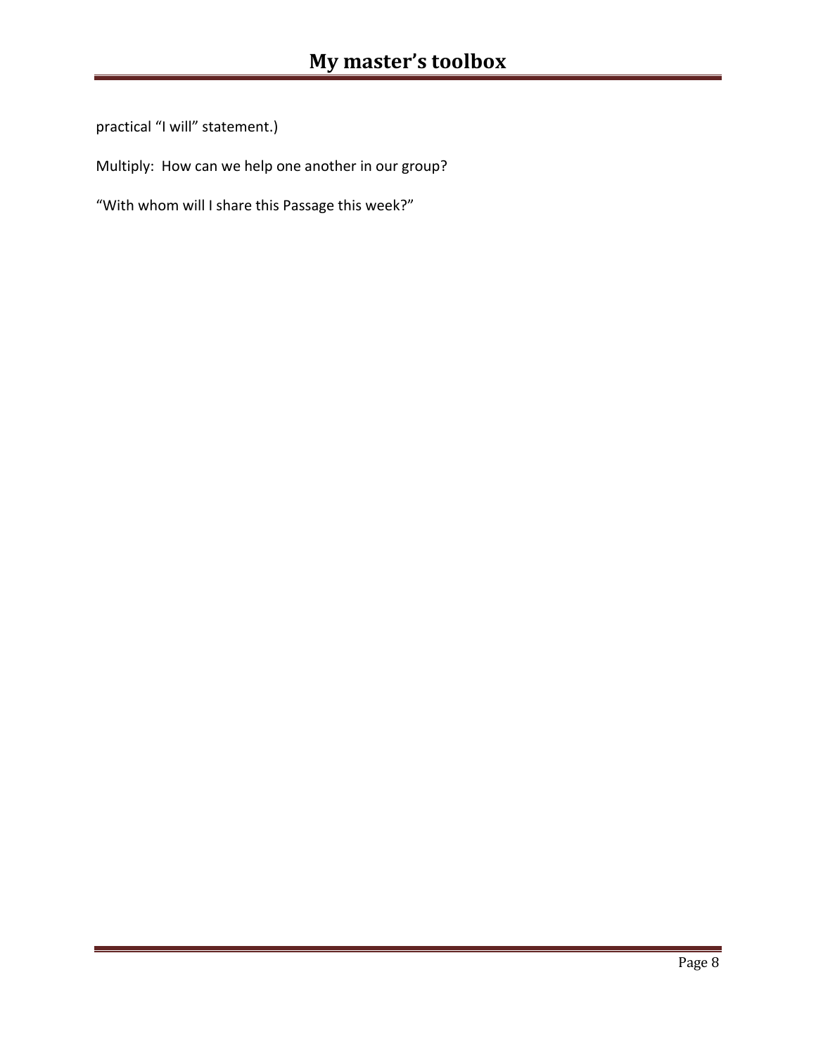practical “I will” statement.)

Multiply:  How can we help one another in our group?

“With whom will I share this Passage this week?”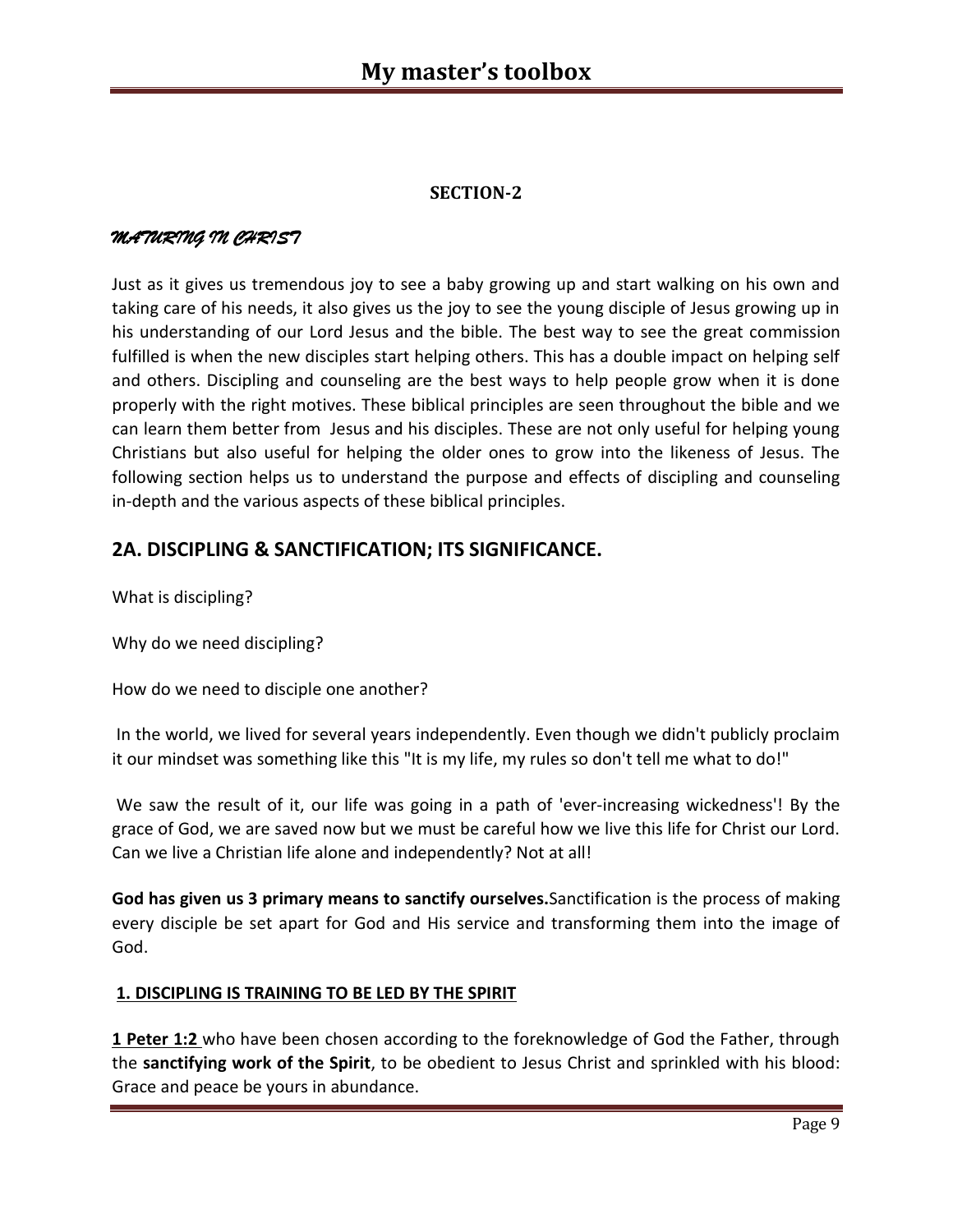**SECTION-2**

*MATURING IN CHRIST*

Just as it gives us tremendous joy to see a baby growing up and start walking on his own and taking care of his needs, it also gives us the joy to see the young disciple of Jesus growing up in his understanding of our Lord Jesus and the bible. The best way to see the great commission fulfilled is when the new disciples start helping others. This has a double impact on helping self and others. Discipling and counseling are the best ways to help people grow when it is done properly with the right motives. These biblical principles are seen throughout the bible and we can learn them better from Jesus and his disciples. These are not only useful for helping young Christians but also useful for helping the older ones to grow into the likeness of Jesus. The following section helps us to understand the purpose and effects of discipling and counseling in-depth and the various aspects of these biblical principles.

## 2A. DISCIPLING & SANCTIFICATION; ITS SIGNIFICANCE.

What is discipling?

Why do we need discipling?

How do we need to disciple one another?

In the world, we lived for several years independently. Even though we didn't publicly proclaim it our mindset was something like this "It is my life, my rules so don't tell me what to do!"

We saw the result of it, our life was going in a path of 'ever-increasing wickedness'! By the grace of God, we are saved now but we must be careful how we live this life for Christ our Lord. Can we live a Christian life alone and independently? Not at all!

**God has given us 3 primary means to sanctify ourselves.** Sanctification is the process of making every disciple be set apart for God and His service and transforming them into the image of God.

**1. DISCIPLING IS TRAINING TO BE LED BY THE SPIRIT**

**1 Peter 1:2** who have been chosen according to the foreknowledge of God the Father, through the **sanctifying work of the Spirit**, to be obedient to Jesus Christ and sprinkled with his blood: Grace and peace be yours in abundance.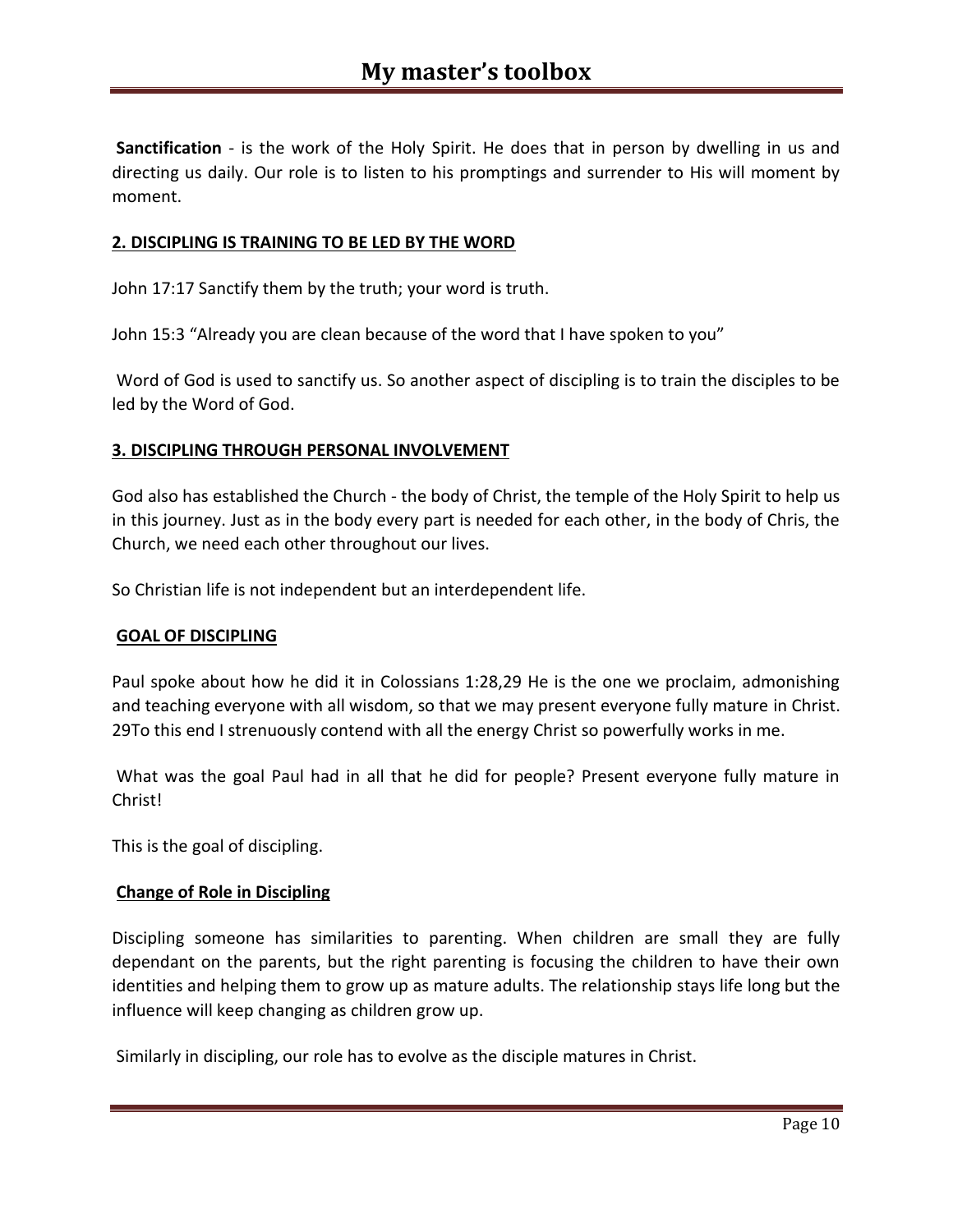**Sanctification** - is the work of the Holy Spirit. He does that in person by dwelling in us and directing us daily. Our role is to listen to his promptings and surrender to His will moment by moment.

## 2. DISCIPLING IS TRAINING TO BE LED BY THE WORD

John 17:17 Sanctify them by the truth; your word is truth.

John 15:3 "Already you are clean because of the word that I have spoken to you"

Word of God is used to sanctify us. So another aspect of discipling is to train the disciples to be led by the Word of God.

## 3. DISCIPLING THROUGH PERSONAL INVOLVEMENT

God also has established the Church - the body of Christ, the temple of the Holy Spirit to help us in this journey. Just as in the body every part is needed for each other, in the body of Chris, the Church, we need each other throughout our lives.

So Christian life is not independent but an interdependent life.

## GOAL OF DISCIPLING

Paul spoke about how he did it in Colossians 1:28,29 He is the one we proclaim, admonishing and teaching everyone with all wisdom, so that we may present everyone fully mature in Christ. 29To this end I strenuously contend with all the energy Christ so powerfully works in me.

What was the goal Paul had in all that he did for people? Present everyone fully mature in Christ!

This is the goal of discipling.

## Change of Role in Discipling

Discipling someone has similarities to parenting. When children are small they are fully dependant on the parents, but the right parenting is focusing the children to have their own identities and helping them to grow up as mature adults. The relationship stays life long but the influence will keep changing as children grow up.

Similarly in discipling, our role has to evolve as the disciple matures in Christ.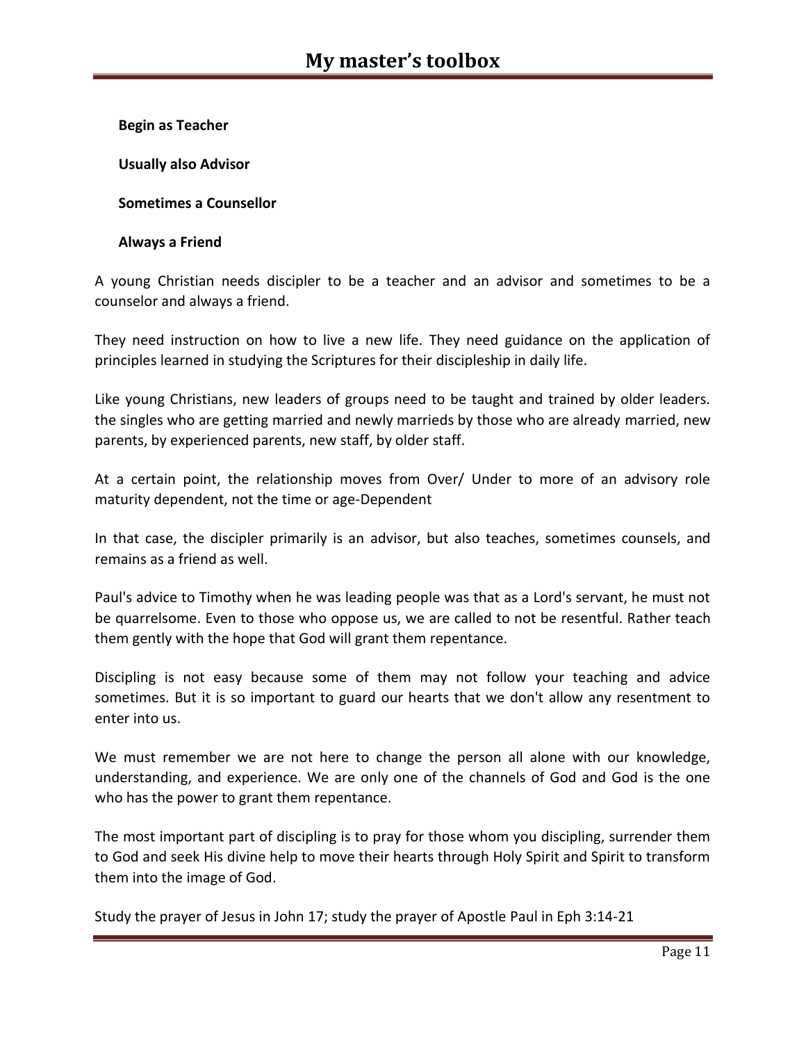**Begin as Teacher**

**Usually also Advisor**

**Sometimes a Counsellor**

**Always a Friend**

A young Christian needs discipler to be a teacher and an advisor and sometimes to be a counselor and always a friend.

They need instruction on how to live a new life. They need guidance on the application of principles learned in studying the Scriptures for their discipleship in daily life.

Like young Christians, new leaders of groups need to be taught and trained by older leaders. the singles who are getting married and newly marrieds by those who are already married, new parents, by experienced parents, new staff, by older staff.

At a certain point, the relationship moves from Over/ Under to more of an advisory role maturity dependent, not the time or age-Dependent

In that case, the discipler primarily is an advisor, but also teaches, sometimes counsels, and remains as a friend as well.

Paul's advice to Timothy when he was leading people was that as a Lord's servant, he must not be quarrelsome. Even to those who oppose us, we are called to not be resentful. Rather teach them gently with the hope that God will grant them repentance.

Discipling is not easy because some of them may not follow your teaching and advice sometimes. But it is so important to guard our hearts that we don't allow any resentment to enter into us.

We must remember we are not here to change the person all alone with our knowledge, understanding, and experience. We are only one of the channels of God and God is the one who has the power to grant them repentance.

The most important part of discipling is to pray for those whom you discipling, surrender them to God and seek His divine help to move their hearts through Holy Spirit and Spirit to transform them into the image of God.

Study the prayer of Jesus in John 17; study the prayer of Apostle Paul in Eph 3:14-21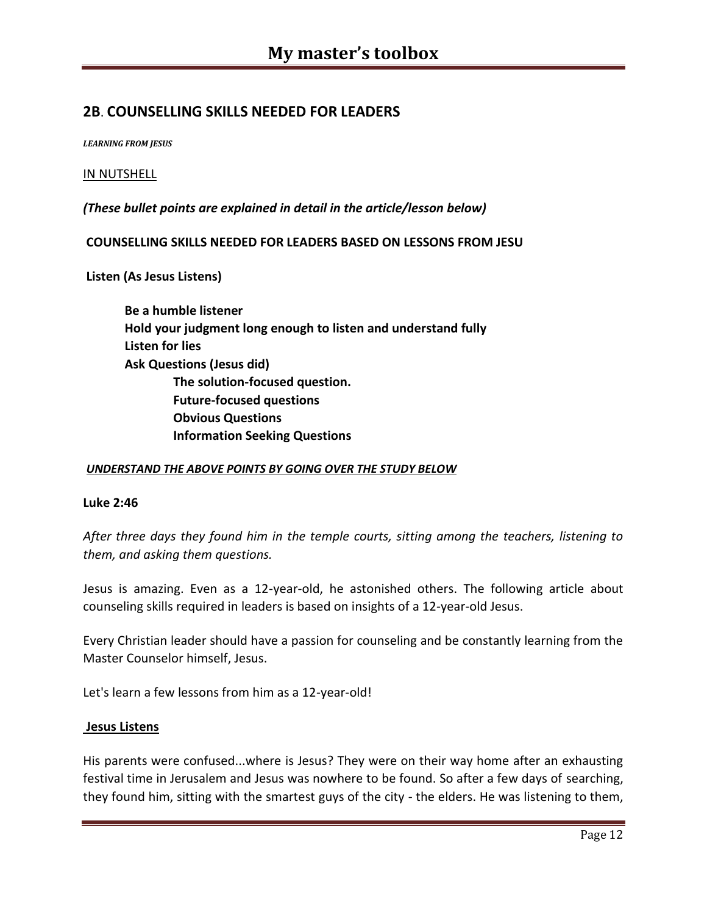## 2B. COUNSELLING SKILLS NEEDED FOR LEADERS

***LEARNING FROM JESUS***

<u>IN NUTSHELL</u>

***(These bullet points are explained in detail in the article/lesson below)***

**COUNSELLING SKILLS NEEDED FOR LEADERS BASED ON LESSONS FROM JESU**

**Listen (As Jesus Listens)**

- **Be a humble listener**
- **Hold your judgment long enough to listen and understand fully**
- **Listen for lies**
- **Ask Questions (Jesus did)**
  - **The solution-focused question.**
  - **Future-focused questions**
  - **Obvious Questions**
  - **Information Seeking Questions**

***<u>UNDERSTAND THE ABOVE POINTS BY GOING OVER THE STUDY BELOW</u>***

**Luke 2:46**

*After three days they found him in the temple courts, sitting among the teachers, listening to them, and asking them questions.*

Jesus is amazing. Even as a 12-year-old, he astonished others. The following article about counseling skills required in leaders is based on insights of a 12-year-old Jesus.

Every Christian leader should have a passion for counseling and be constantly learning from the Master Counselor himself, Jesus.

Let's learn a few lessons from him as a 12-year-old!

**<u>Jesus Listens</u>**

His parents were confused...where is Jesus? They were on their way home after an exhausting festival time in Jerusalem and Jesus was nowhere to be found. So after a few days of searching, they found him, sitting with the smartest guys of the city - the elders. He was listening to them,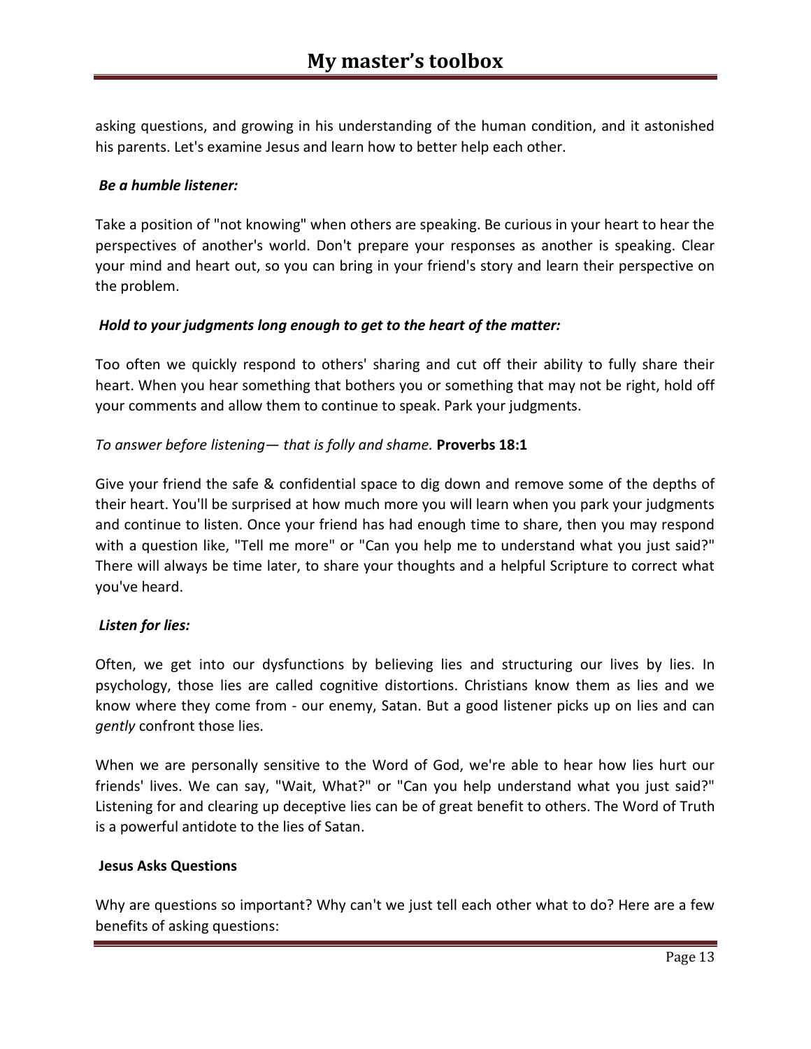asking questions, and growing in his understanding of the human condition, and it astonished his parents. Let's examine Jesus and learn how to better help each other.

***Be a humble listener:***

Take a position of "not knowing" when others are speaking. Be curious in your heart to hear the perspectives of another's world. Don't prepare your responses as another is speaking. Clear your mind and heart out, so you can bring in your friend's story and learn their perspective on the problem.

***Hold to your judgments long enough to get to the heart of the matter:***

Too often we quickly respond to others' sharing and cut off their ability to fully share their heart. When you hear something that bothers you or something that may not be right, hold off your comments and allow them to continue to speak. Park your judgments.

*To answer before listening— that is folly and shame.* **Proverbs 18:1**

Give your friend the safe & confidential space to dig down and remove some of the depths of their heart. You'll be surprised at how much more you will learn when you park your judgments and continue to listen. Once your friend has had enough time to share, then you may respond with a question like, "Tell me more" or "Can you help me to understand what you just said?" There will always be time later, to share your thoughts and a helpful Scripture to correct what you've heard.

***Listen for lies:***

Often, we get into our dysfunctions by believing lies and structuring our lives by lies. In psychology, those lies are called cognitive distortions. Christians know them as lies and we know where they come from - our enemy, Satan. But a good listener picks up on lies and can *gently* confront those lies.

When we are personally sensitive to the Word of God, we're able to hear how lies hurt our friends' lives. We can say, "Wait, What?" or "Can you help understand what you just said?" Listening for and clearing up deceptive lies can be of great benefit to others. The Word of Truth is a powerful antidote to the lies of Satan.

**Jesus Asks Questions**

Why are questions so important? Why can't we just tell each other what to do? Here are a few benefits of asking questions: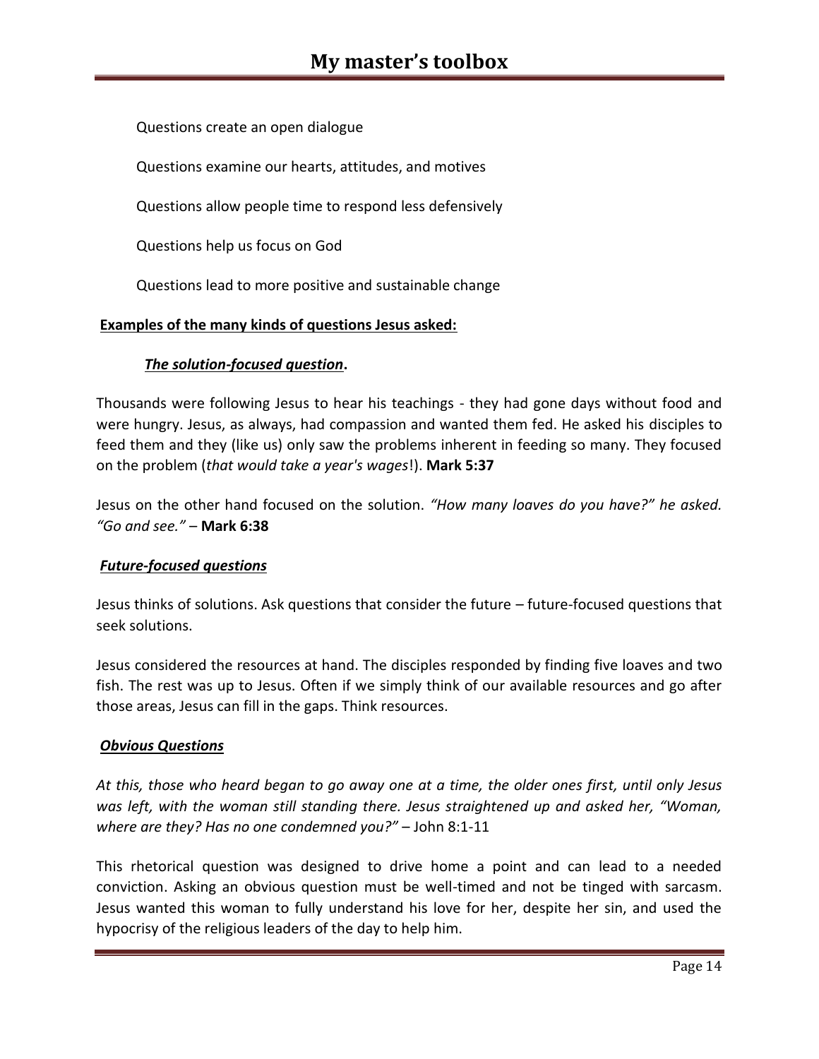Questions create an open dialogue

Questions examine our hearts, attitudes, and motives

Questions allow people time to respond less defensively

Questions help us focus on God

Questions lead to more positive and sustainable change

**Examples of the many kinds of questions Jesus asked:**

***The solution-focused question*.**

Thousands were following Jesus to hear his teachings - they had gone days without food and were hungry. Jesus, as always, had compassion and wanted them fed. He asked his disciples to feed them and they (like us) only saw the problems inherent in feeding so many. They focused on the problem (*that would take a year's wages*!). **Mark 5:37**

Jesus on the other hand focused on the solution. *"How many loaves do you have?" he asked. "Go and see."* – **Mark 6:38**

***Future-focused questions***

Jesus thinks of solutions. Ask questions that consider the future – future-focused questions that seek solutions.

Jesus considered the resources at hand. The disciples responded by finding five loaves and two fish. The rest was up to Jesus. Often if we simply think of our available resources and go after those areas, Jesus can fill in the gaps. Think resources.

***Obvious Questions***

*At this, those who heard began to go away one at a time, the older ones first, until only Jesus was left, with the woman still standing there. Jesus straightened up and asked her, "Woman, where are they? Has no one condemned you?"* – John 8:1-11

This rhetorical question was designed to drive home a point and can lead to a needed conviction. Asking an obvious question must be well-timed and not be tinged with sarcasm. Jesus wanted this woman to fully understand his love for her, despite her sin, and used the hypocrisy of the religious leaders of the day to help him.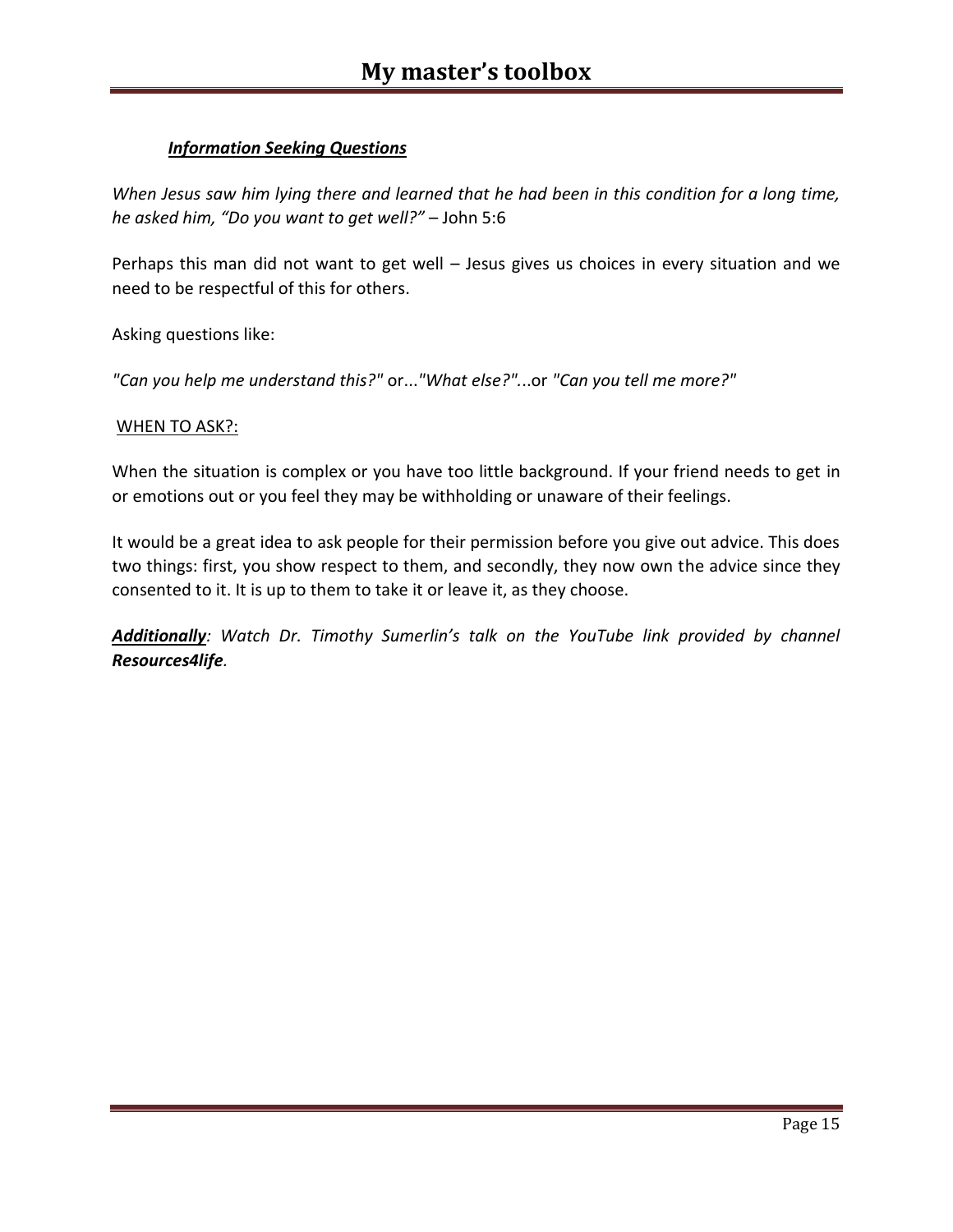***<u>Information Seeking Questions</u>***

*When Jesus saw him lying there and learned that he had been in this condition for a long time, he asked him, "Do you want to get well?"* – John 5:6

Perhaps this man did not want to get well – Jesus gives us choices in every situation and we need to be respectful of this for others.

Asking questions like:

*"Can you help me understand this?"* or...*"What else?"*...or *"Can you tell me more?"*

<u>WHEN TO ASK?:</u>

When the situation is complex or you have too little background. If your friend needs to get in or emotions out or you feel they may be withholding or unaware of their feelings.

It would be a great idea to ask people for their permission before you give out advice. This does two things: first, you show respect to them, and secondly, they now own the advice since they consented to it. It is up to them to take it or leave it, as they choose.

***<u>Additionally</u>****: Watch Dr. Timothy Sumerlin's talk on the YouTube link provided by channel* ***Resources4life****.*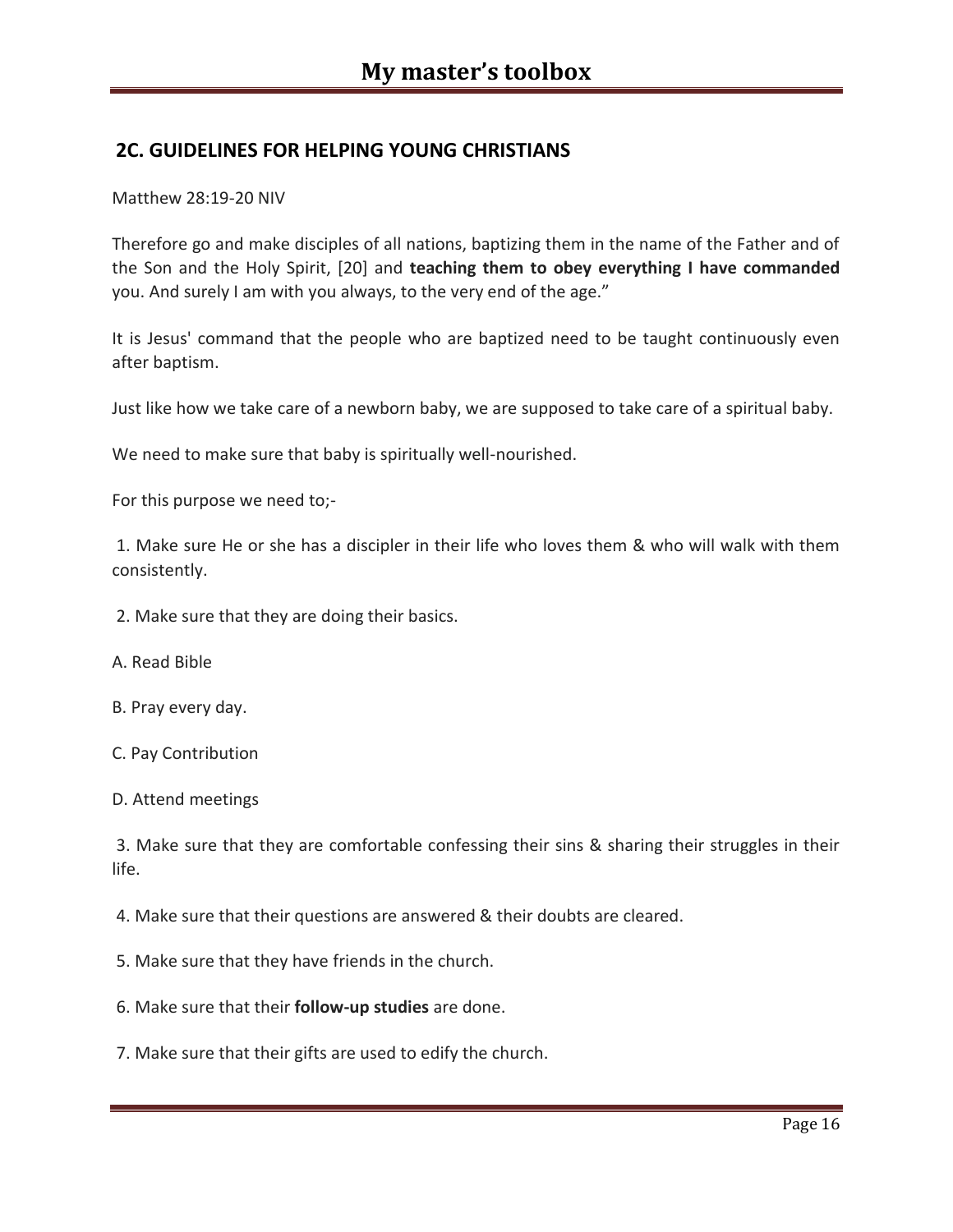## 2C. GUIDELINES FOR HELPING YOUNG CHRISTIANS

Matthew 28:19-20 NIV

Therefore go and make disciples of all nations, baptizing them in the name of the Father and of the Son and the Holy Spirit, [20] and **teaching them to obey everything I have commanded** you. And surely I am with you always, to the very end of the age."

It is Jesus' command that the people who are baptized need to be taught continuously even after baptism.

Just like how we take care of a newborn baby, we are supposed to take care of a spiritual baby.

We need to make sure that baby is spiritually well-nourished.

For this purpose we need to;-

1. Make sure He or she has a discipler in their life who loves them & who will walk with them consistently.

2. Make sure that they are doing their basics.

A. Read Bible

B. Pray every day.

C. Pay Contribution

D. Attend meetings

3. Make sure that they are comfortable confessing their sins & sharing their struggles in their life.

4. Make sure that their questions are answered & their doubts are cleared.

5. Make sure that they have friends in the church.

6. Make sure that their **follow-up studies** are done.

7. Make sure that their gifts are used to edify the church.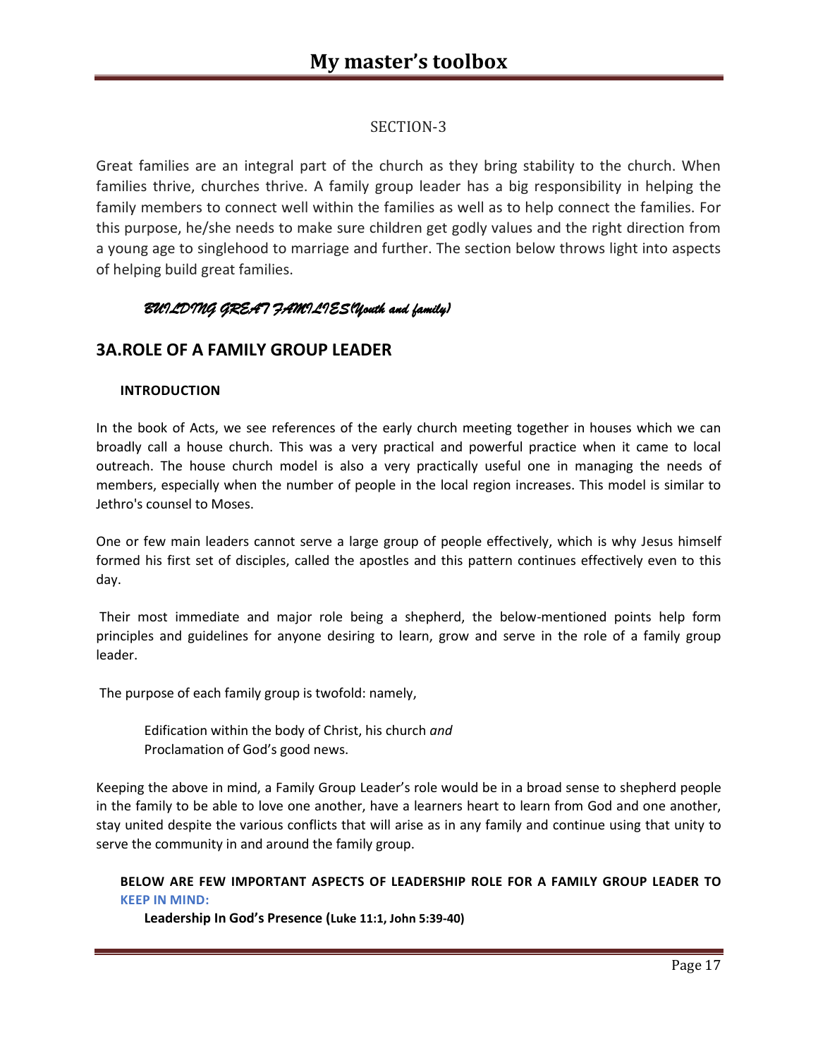SECTION-3

Great families are an integral part of the church as they bring stability to the church. When families thrive, churches thrive. A family group leader has a big responsibility in helping the family members to connect well within the families as well as to help connect the families. For this purpose, he/she needs to make sure children get godly values and the right direction from a young age to singlehood to marriage and further. The section below throws light into aspects of helping build great families.

*BUILDING GREAT FAMILIES(Youth and family)*

## 3A.ROLE OF A FAMILY GROUP LEADER

**INTRODUCTION**

In the book of Acts, we see references of the early church meeting together in houses which we can broadly call a house church. This was a very practical and powerful practice when it came to local outreach. The house church model is also a very practically useful one in managing the needs of members, especially when the number of people in the local region increases. This model is similar to Jethro's counsel to Moses.

One or few main leaders cannot serve a large group of people effectively, which is why Jesus himself formed his first set of disciples, called the apostles and this pattern continues effectively even to this day.

Their most immediate and major role being a shepherd, the below-mentioned points help form principles and guidelines for anyone desiring to learn, grow and serve in the role of a family group leader.

The purpose of each family group is twofold: namely,

Edification within the body of Christ, his church *and*
Proclamation of God's good news.

Keeping the above in mind, a Family Group Leader's role would be in a broad sense to shepherd people in the family to be able to love one another, have a learners heart to learn from God and one another, stay united despite the various conflicts that will arise as in any family and continue using that unity to serve the community in and around the family group.

**BELOW ARE FEW IMPORTANT ASPECTS OF LEADERSHIP ROLE FOR A FAMILY GROUP LEADER TO KEEP IN MIND:**

**Leadership In God's Presence (Luke 11:1, John 5:39-40)**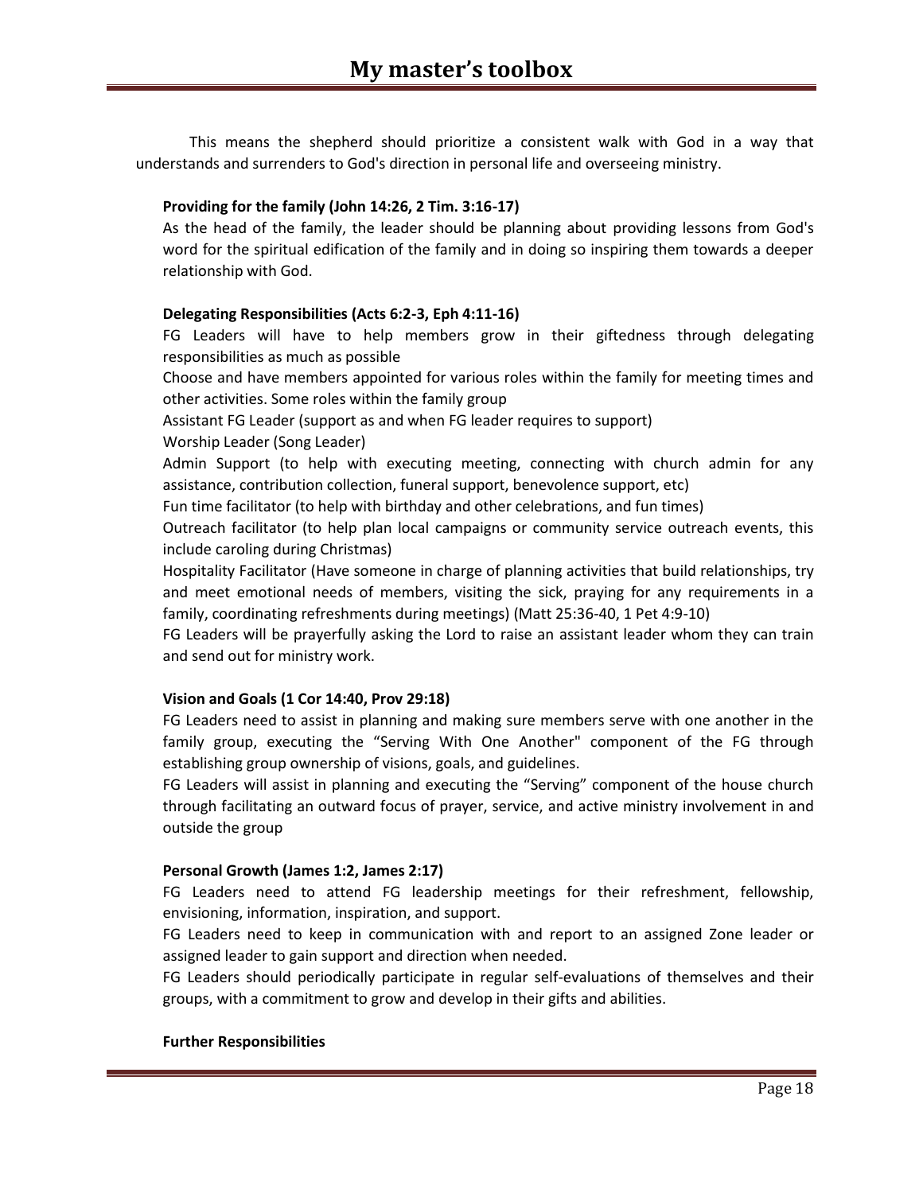This means the shepherd should prioritize a consistent walk with God in a way that understands and surrenders to God's direction in personal life and overseeing ministry.

**Providing for the family (John 14:26, 2 Tim. 3:16-17)**

As the head of the family, the leader should be planning about providing lessons from God's word for the spiritual edification of the family and in doing so inspiring them towards a deeper relationship with God.

**Delegating Responsibilities (Acts 6:2-3, Eph 4:11-16)**

FG Leaders will have to help members grow in their giftedness through delegating responsibilities as much as possible

Choose and have members appointed for various roles within the family for meeting times and other activities. Some roles within the family group

Assistant FG Leader (support as and when FG leader requires to support)

Worship Leader (Song Leader)

Admin Support (to help with executing meeting, connecting with church admin for any assistance, contribution collection, funeral support, benevolence support, etc)

Fun time facilitator (to help with birthday and other celebrations, and fun times)

Outreach facilitator (to help plan local campaigns or community service outreach events, this include caroling during Christmas)

Hospitality Facilitator (Have someone in charge of planning activities that build relationships, try and meet emotional needs of members, visiting the sick, praying for any requirements in a family, coordinating refreshments during meetings) (Matt 25:36-40, 1 Pet 4:9-10)

FG Leaders will be prayerfully asking the Lord to raise an assistant leader whom they can train and send out for ministry work.

**Vision and Goals (1 Cor 14:40, Prov 29:18)**

FG Leaders need to assist in planning and making sure members serve with one another in the family group, executing the "Serving With One Another" component of the FG through establishing group ownership of visions, goals, and guidelines.

FG Leaders will assist in planning and executing the "Serving" component of the house church through facilitating an outward focus of prayer, service, and active ministry involvement in and outside the group

**Personal Growth (James 1:2, James 2:17)**

FG Leaders need to attend FG leadership meetings for their refreshment, fellowship, envisioning, information, inspiration, and support.

FG Leaders need to keep in communication with and report to an assigned Zone leader or assigned leader to gain support and direction when needed.

FG Leaders should periodically participate in regular self-evaluations of themselves and their groups, with a commitment to grow and develop in their gifts and abilities.

**Further Responsibilities**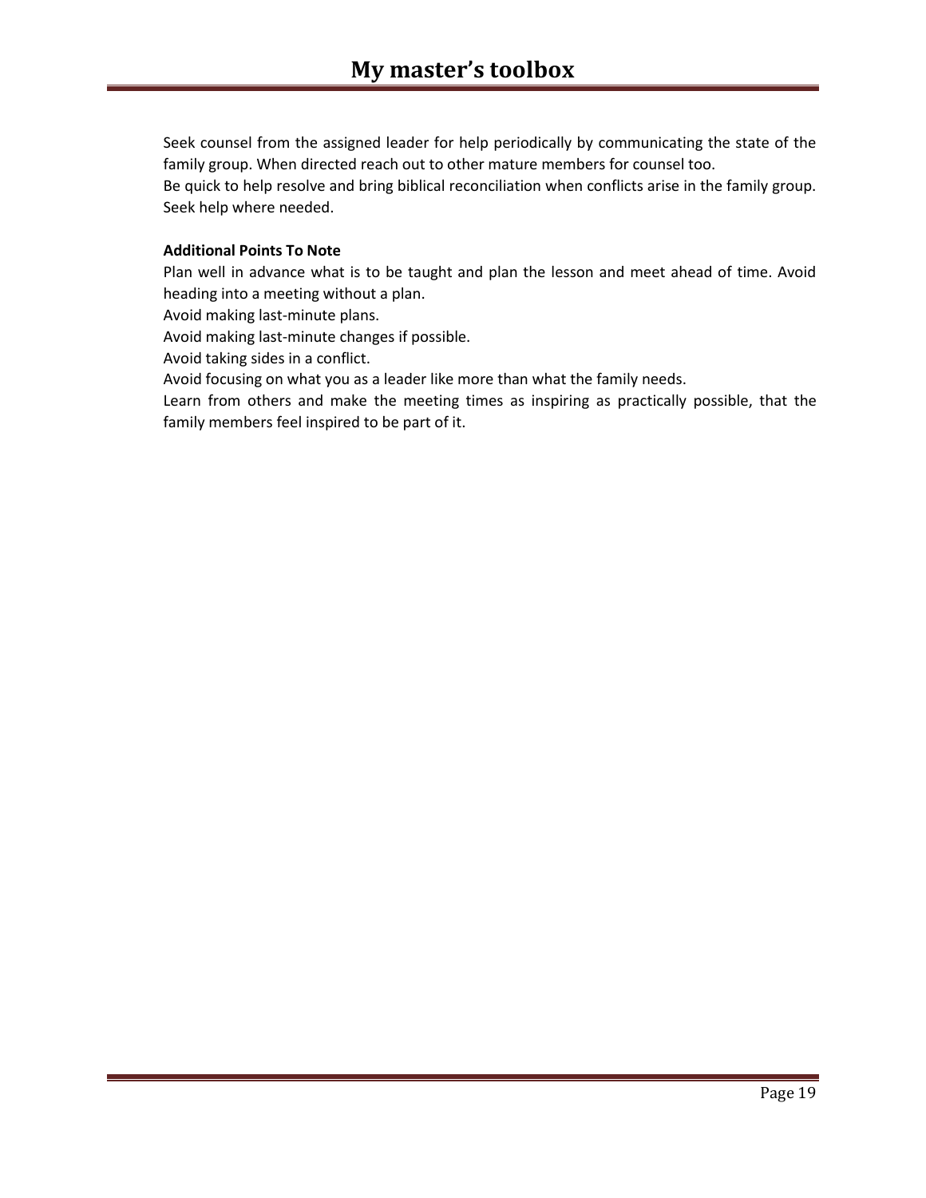Seek counsel from the assigned leader for help periodically by communicating the state of the family group. When directed reach out to other mature members for counsel too.

Be quick to help resolve and bring biblical reconciliation when conflicts arise in the family group. Seek help where needed.

**Additional Points To Note**

Plan well in advance what is to be taught and plan the lesson and meet ahead of time. Avoid heading into a meeting without a plan.

Avoid making last-minute plans.

Avoid making last-minute changes if possible.

Avoid taking sides in a conflict.

Avoid focusing on what you as a leader like more than what the family needs.

Learn from others and make the meeting times as inspiring as practically possible, that the family members feel inspired to be part of it.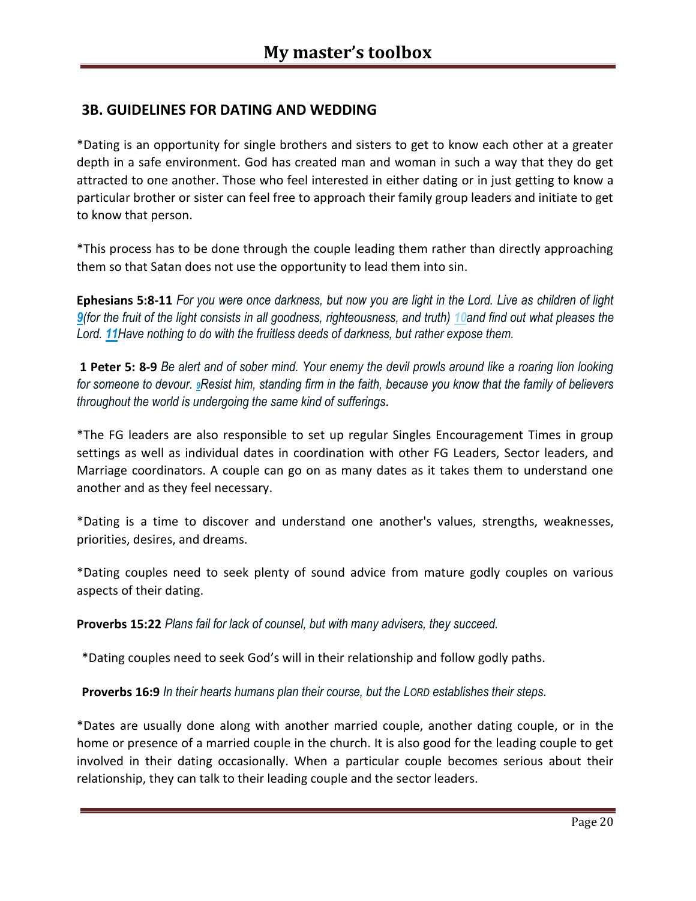## 3B. GUIDELINES FOR DATING AND WEDDING

*Dating is an opportunity for single brothers and sisters to get to know each other at a greater depth in a safe environment. God has created man and woman in such a way that they do get attracted to one another. Those who feel interested in either dating or in just getting to know a particular brother or sister can feel free to approach their family group leaders and initiate to get to know that person.

*This process has to be done through the couple leading them rather than directly approaching them so that Satan does not use the opportunity to lead them into sin.

**Ephesians 5:8-11** *For you were once darkness, but now you are light in the Lord. Live as children of light 9(for the fruit of the light consists in all goodness, righteousness, and truth) 10and find out what pleases the Lord. 11Have nothing to do with the fruitless deeds of darkness, but rather expose them.*

**1 Peter 5: 8-9** *Be alert and of sober mind. Your enemy the devil prowls around like a roaring lion looking for someone to devour. 9Resist him, standing firm in the faith, because you know that the family of believers throughout the world is undergoing the same kind of sufferings.*

*The FG leaders are also responsible to set up regular Singles Encouragement Times in group settings as well as individual dates in coordination with other FG Leaders, Sector leaders, and Marriage coordinators. A couple can go on as many dates as it takes them to understand one another and as they feel necessary.

*Dating is a time to discover and understand one another's values, strengths, weaknesses, priorities, desires, and dreams.

*Dating couples need to seek plenty of sound advice from mature godly couples on various aspects of their dating.

**Proverbs 15:22** *Plans fail for lack of counsel, but with many advisers, they succeed.*

*Dating couples need to seek God's will in their relationship and follow godly paths.

**Proverbs 16:9** *In their hearts humans plan their course, but the LORD establishes their steps.*

*Dates are usually done along with another married couple, another dating couple, or in the home or presence of a married couple in the church. It is also good for the leading couple to get involved in their dating occasionally. When a particular couple becomes serious about their relationship, they can talk to their leading couple and the sector leaders.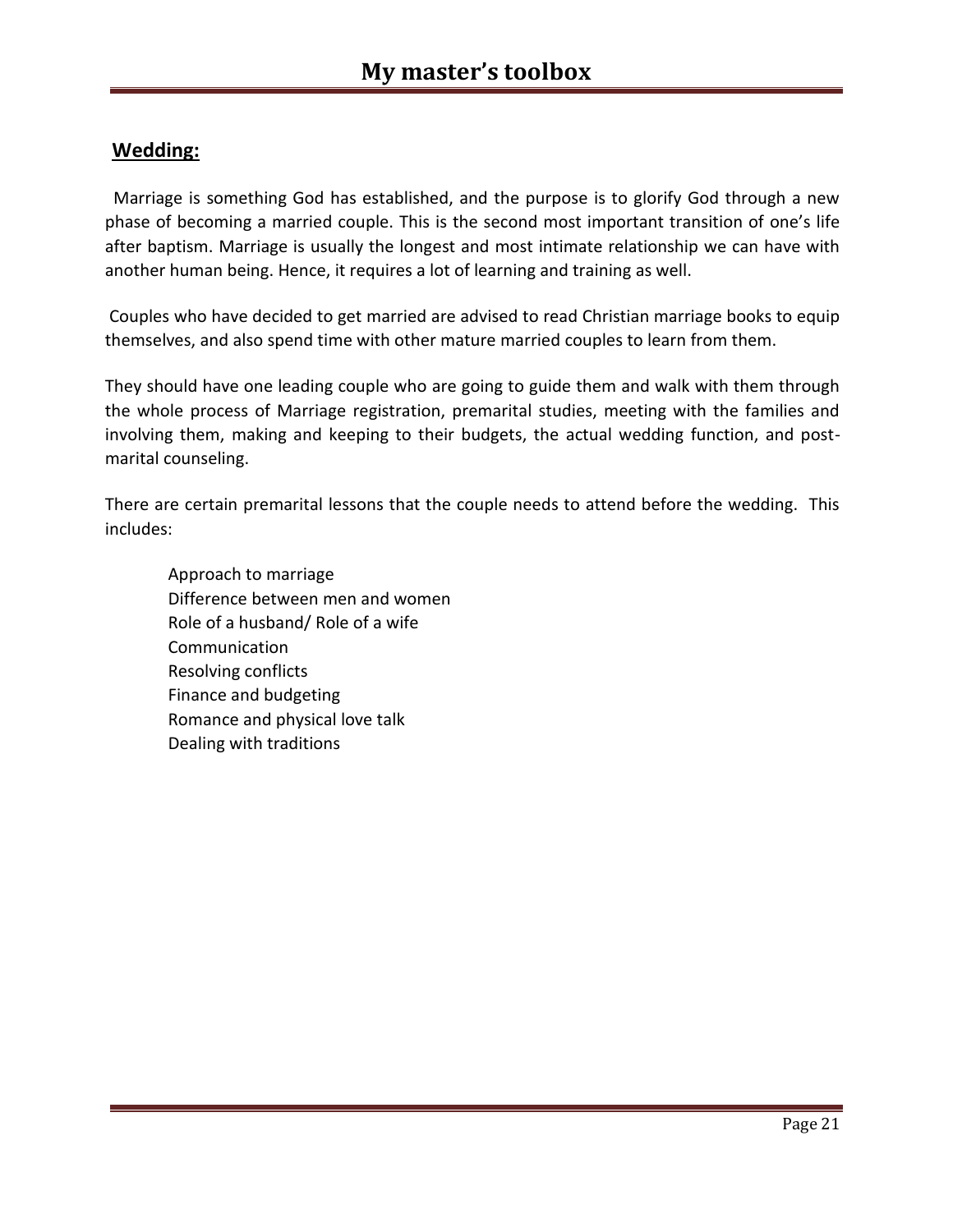## **Wedding:**

Marriage is something God has established, and the purpose is to glorify God through a new phase of becoming a married couple. This is the second most important transition of one's life after baptism. Marriage is usually the longest and most intimate relationship we can have with another human being. Hence, it requires a lot of learning and training as well.

Couples who have decided to get married are advised to read Christian marriage books to equip themselves, and also spend time with other mature married couples to learn from them.

They should have one leading couple who are going to guide them and walk with them through the whole process of Marriage registration, premarital studies, meeting with the families and involving them, making and keeping to their budgets, the actual wedding function, and post-marital counseling.

There are certain premarital lessons that the couple needs to attend before the wedding. This includes:

- Approach to marriage
- Difference between men and women
- Role of a husband/ Role of a wife
- Communication
- Resolving conflicts
- Finance and budgeting
- Romance and physical love talk
- Dealing with traditions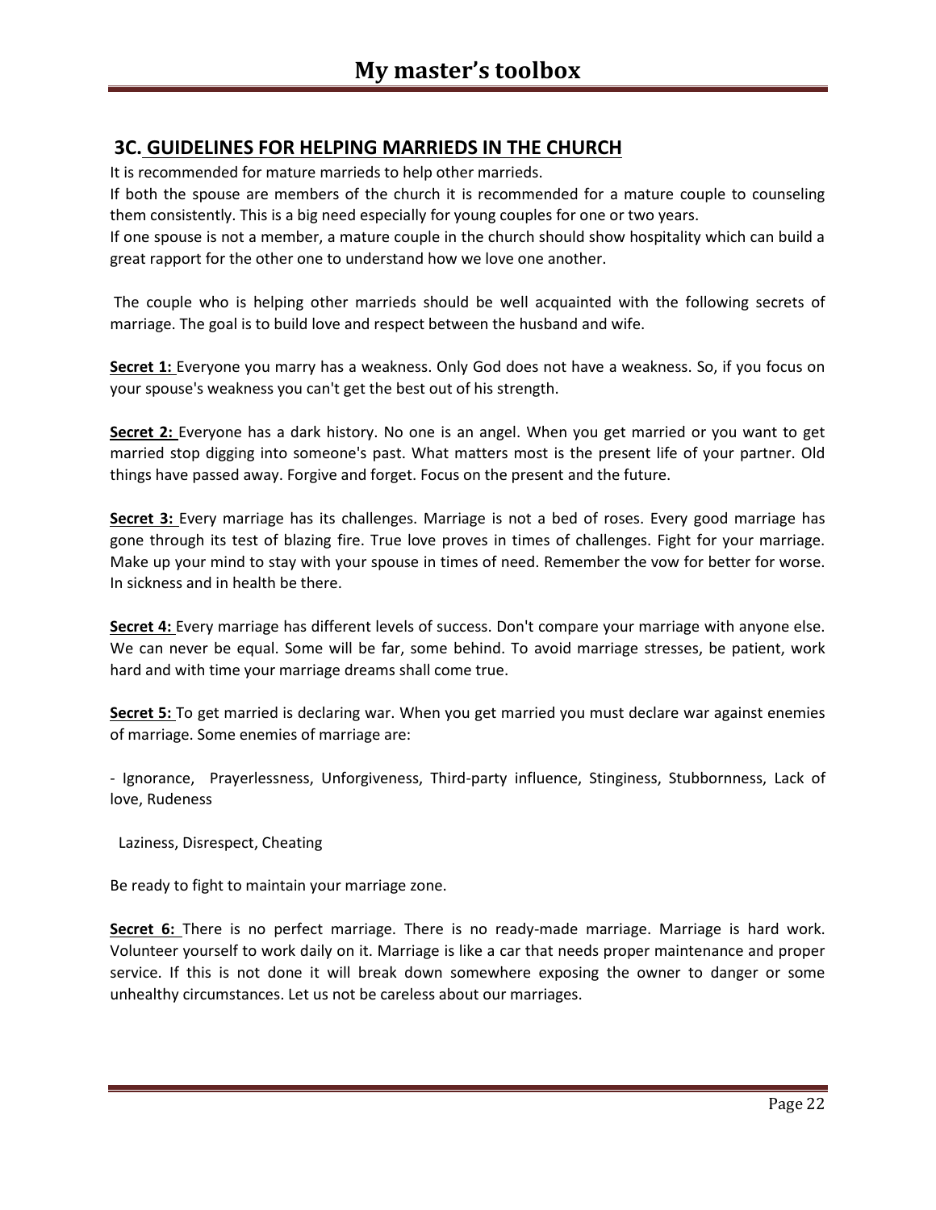## 3C. GUIDELINES FOR HELPING MARRIEDS IN THE CHURCH

It is recommended for mature marrieds to help other marrieds.

If both the spouse are members of the church it is recommended for a mature couple to counseling them consistently. This is a big need especially for young couples for one or two years.

If one spouse is not a member, a mature couple in the church should show hospitality which can build a great rapport for the other one to understand how we love one another.

The couple who is helping other marrieds should be well acquainted with the following secrets of marriage. The goal is to build love and respect between the husband and wife.

**Secret 1:** Everyone you marry has a weakness. Only God does not have a weakness. So, if you focus on your spouse's weakness you can't get the best out of his strength.

**Secret 2:** Everyone has a dark history. No one is an angel. When you get married or you want to get married stop digging into someone's past. What matters most is the present life of your partner. Old things have passed away. Forgive and forget. Focus on the present and the future.

**Secret 3:** Every marriage has its challenges. Marriage is not a bed of roses. Every good marriage has gone through its test of blazing fire. True love proves in times of challenges. Fight for your marriage. Make up your mind to stay with your spouse in times of need. Remember the vow for better for worse. In sickness and in health be there.

**Secret 4:** Every marriage has different levels of success. Don't compare your marriage with anyone else. We can never be equal. Some will be far, some behind. To avoid marriage stresses, be patient, work hard and with time your marriage dreams shall come true.

**Secret 5:** To get married is declaring war. When you get married you must declare war against enemies of marriage. Some enemies of marriage are:

- Ignorance, Prayerlessness, Unforgiveness, Third-party influence, Stinginess, Stubbornness, Lack of love, Rudeness

Laziness, Disrespect, Cheating

Be ready to fight to maintain your marriage zone.

**Secret 6:** There is no perfect marriage. There is no ready-made marriage. Marriage is hard work. Volunteer yourself to work daily on it. Marriage is like a car that needs proper maintenance and proper service. If this is not done it will break down somewhere exposing the owner to danger or some unhealthy circumstances. Let us not be careless about our marriages.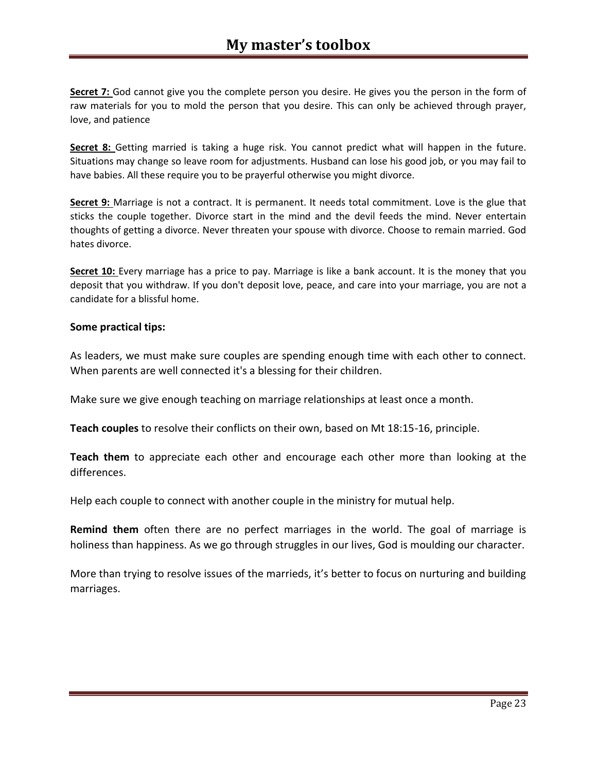**Secret 7:** God cannot give you the complete person you desire. He gives you the person in the form of raw materials for you to mold the person that you desire. This can only be achieved through prayer, love, and patience

**Secret 8:** Getting married is taking a huge risk. You cannot predict what will happen in the future. Situations may change so leave room for adjustments. Husband can lose his good job, or you may fail to have babies. All these require you to be prayerful otherwise you might divorce.

**Secret 9:** Marriage is not a contract. It is permanent. It needs total commitment. Love is the glue that sticks the couple together. Divorce start in the mind and the devil feeds the mind. Never entertain thoughts of getting a divorce. Never threaten your spouse with divorce. Choose to remain married. God hates divorce.

**Secret 10:** Every marriage has a price to pay. Marriage is like a bank account. It is the money that you deposit that you withdraw. If you don't deposit love, peace, and care into your marriage, you are not a candidate for a blissful home.

**Some practical tips:**

As leaders, we must make sure couples are spending enough time with each other to connect. When parents are well connected it's a blessing for their children.

Make sure we give enough teaching on marriage relationships at least once a month.

**Teach couples** to resolve their conflicts on their own, based on Mt 18:15-16, principle.

**Teach them** to appreciate each other and encourage each other more than looking at the differences.

Help each couple to connect with another couple in the ministry for mutual help.

**Remind them** often there are no perfect marriages in the world. The goal of marriage is holiness than happiness. As we go through struggles in our lives, God is moulding our character.

More than trying to resolve issues of the marrieds, it's better to focus on nurturing and building marriages.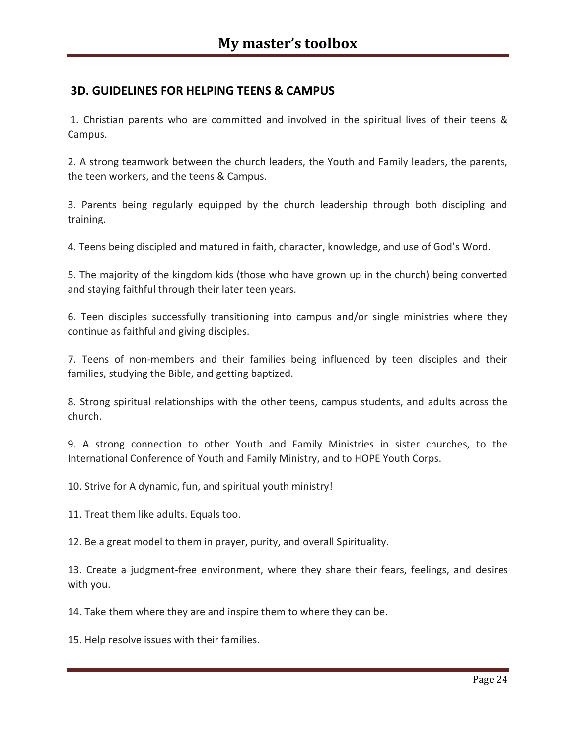### 3D. GUIDELINES FOR HELPING TEENS & CAMPUS

1. Christian parents who are committed and involved in the spiritual lives of their teens & Campus.

2. A strong teamwork between the church leaders, the Youth and Family leaders, the parents, the teen workers, and the teens & Campus.

3. Parents being regularly equipped by the church leadership through both discipling and training.

4. Teens being discipled and matured in faith, character, knowledge, and use of God's Word.

5. The majority of the kingdom kids (those who have grown up in the church) being converted and staying faithful through their later teen years.

6. Teen disciples successfully transitioning into campus and/or single ministries where they continue as faithful and giving disciples.

7. Teens of non-members and their families being influenced by teen disciples and their families, studying the Bible, and getting baptized.

8. Strong spiritual relationships with the other teens, campus students, and adults across the church.

9. A strong connection to other Youth and Family Ministries in sister churches, to the International Conference of Youth and Family Ministry, and to HOPE Youth Corps.

10. Strive for A dynamic, fun, and spiritual youth ministry!

11. Treat them like adults. Equals too.

12. Be a great model to them in prayer, purity, and overall Spirituality.

13. Create a judgment-free environment, where they share their fears, feelings, and desires with you.

14. Take them where they are and inspire them to where they can be.

15. Help resolve issues with their families.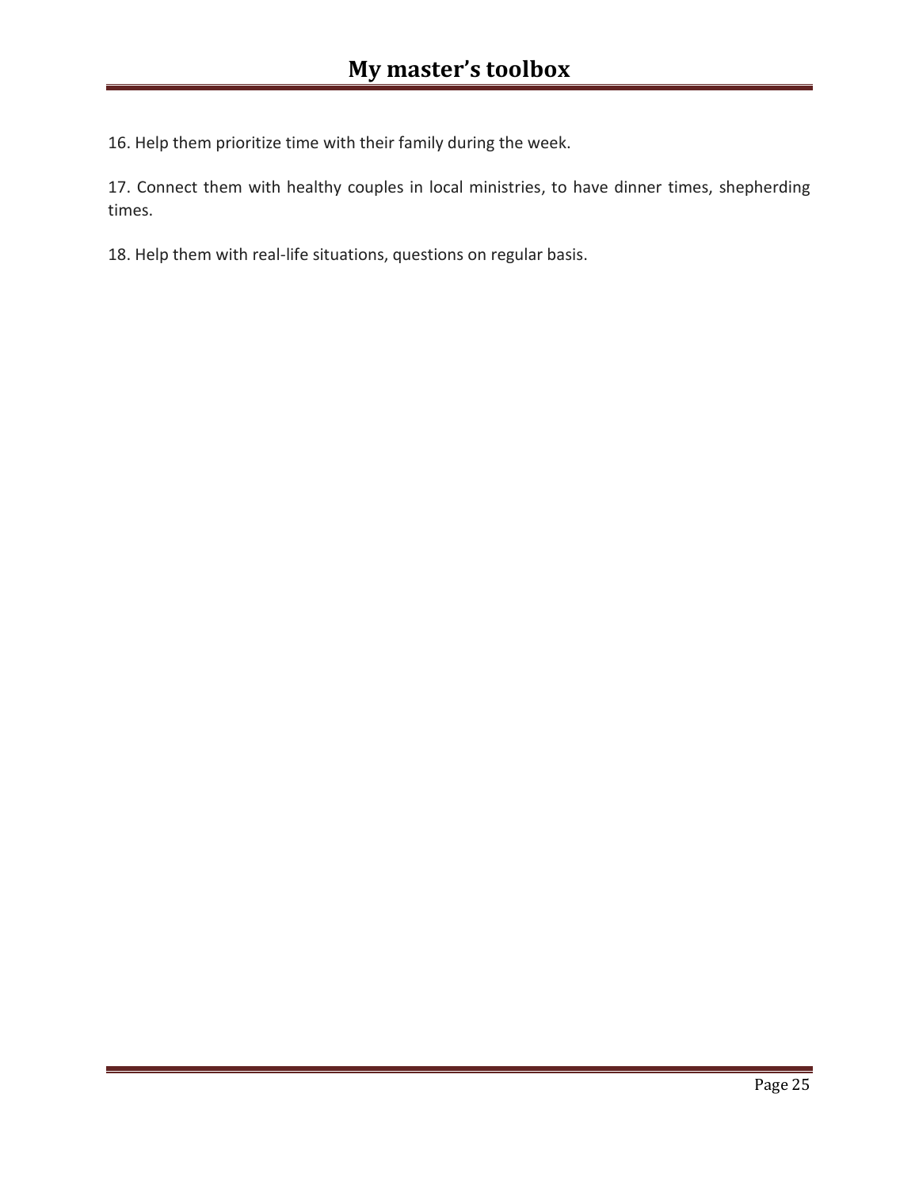16. Help them prioritize time with their family during the week.

17. Connect them with healthy couples in local ministries, to have dinner times, shepherding times.

18. Help them with real-life situations, questions on regular basis.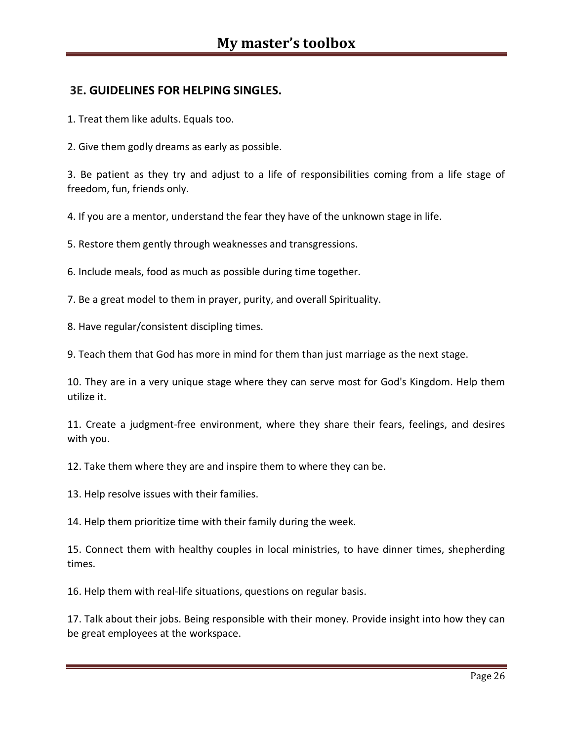### 3E. GUIDELINES FOR HELPING SINGLES.

1. Treat them like adults. Equals too.

2. Give them godly dreams as early as possible.

3. Be patient as they try and adjust to a life of responsibilities coming from a life stage of freedom, fun, friends only.

4. If you are a mentor, understand the fear they have of the unknown stage in life.

5. Restore them gently through weaknesses and transgressions.

6. Include meals, food as much as possible during time together.

7. Be a great model to them in prayer, purity, and overall Spirituality.

8. Have regular/consistent discipling times.

9. Teach them that God has more in mind for them than just marriage as the next stage.

10. They are in a very unique stage where they can serve most for God's Kingdom. Help them utilize it.

11. Create a judgment-free environment, where they share their fears, feelings, and desires with you.

12. Take them where they are and inspire them to where they can be.

13. Help resolve issues with their families.

14. Help them prioritize time with their family during the week.

15. Connect them with healthy couples in local ministries, to have dinner times, shepherding times.

16. Help them with real-life situations, questions on regular basis.

17. Talk about their jobs. Being responsible with their money. Provide insight into how they can be great employees at the workspace.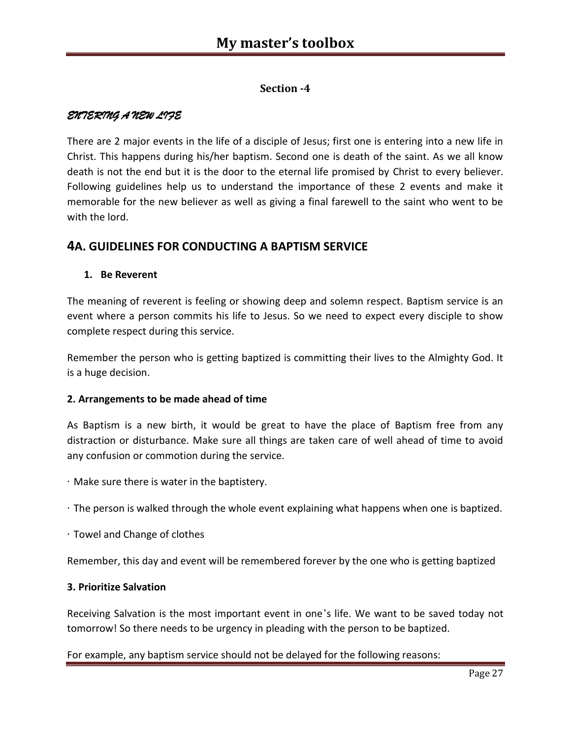## Section -4

*ENTERING A NEW LIFE*

There are 2 major events in the life of a disciple of Jesus; first one is entering into a new life in Christ. This happens during his/her baptism. Second one is death of the saint. As we all know death is not the end but it is the door to the eternal life promised by Christ to every believer. Following guidelines help us to understand the importance of these 2 events and make it memorable for the new believer as well as giving a final farewell to the saint who went to be with the lord.

## 4A. GUIDELINES FOR CONDUCTING A BAPTISM SERVICE

**1. Be Reverent**

The meaning of reverent is feeling or showing deep and solemn respect. Baptism service is an event where a person commits his life to Jesus. So we need to expect every disciple to show complete respect during this service.

Remember the person who is getting baptized is committing their lives to the Almighty God. It is a huge decision.

**2. Arrangements to be made ahead of time**

As Baptism is a new birth, it would be great to have the place of Baptism free from any distraction or disturbance. Make sure all things are taken care of well ahead of time to avoid any confusion or commotion during the service.

· Make sure there is water in the baptistery.

· The person is walked through the whole event explaining what happens when one is baptized.

· Towel and Change of clothes

Remember, this day and event will be remembered forever by the one who is getting baptized

**3. Prioritize Salvation**

Receiving Salvation is the most important event in one's life. We want to be saved today not tomorrow! So there needs to be urgency in pleading with the person to be baptized.

For example, any baptism service should not be delayed for the following reasons: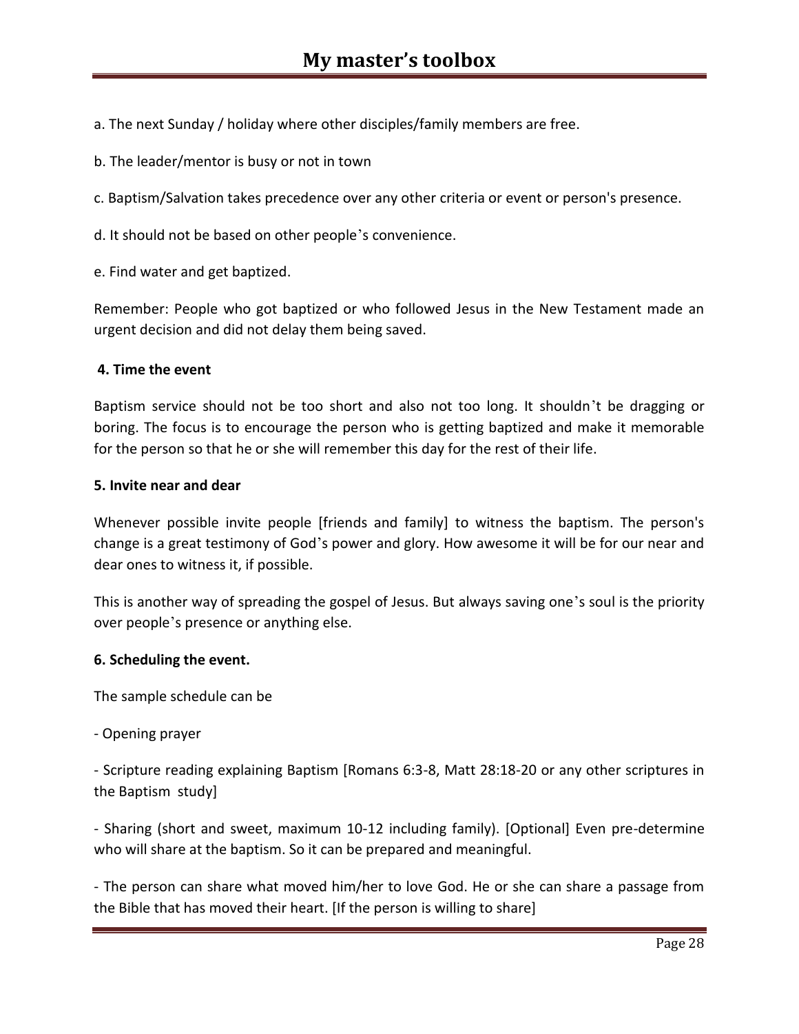a. The next Sunday / holiday where other disciples/family members are free.

b. The leader/mentor is busy or not in town

c. Baptism/Salvation takes precedence over any other criteria or event or person's presence.

d. It should not be based on other people's convenience.

e. Find water and get baptized.

Remember: People who got baptized or who followed Jesus in the New Testament made an urgent decision and did not delay them being saved.

**4. Time the event**

Baptism service should not be too short and also not too long. It shouldn't be dragging or boring. The focus is to encourage the person who is getting baptized and make it memorable for the person so that he or she will remember this day for the rest of their life.

**5. Invite near and dear**

Whenever possible invite people [friends and family] to witness the baptism. The person's change is a great testimony of God's power and glory. How awesome it will be for our near and dear ones to witness it, if possible.

This is another way of spreading the gospel of Jesus. But always saving one's soul is the priority over people's presence or anything else.

**6. Scheduling the event.**

The sample schedule can be

- Opening prayer

- Scripture reading explaining Baptism [Romans 6:3-8, Matt 28:18-20 or any other scriptures in the Baptism study]

- Sharing (short and sweet, maximum 10-12 including family). [Optional] Even pre-determine who will share at the baptism. So it can be prepared and meaningful.

- The person can share what moved him/her to love God. He or she can share a passage from the Bible that has moved their heart. [If the person is willing to share]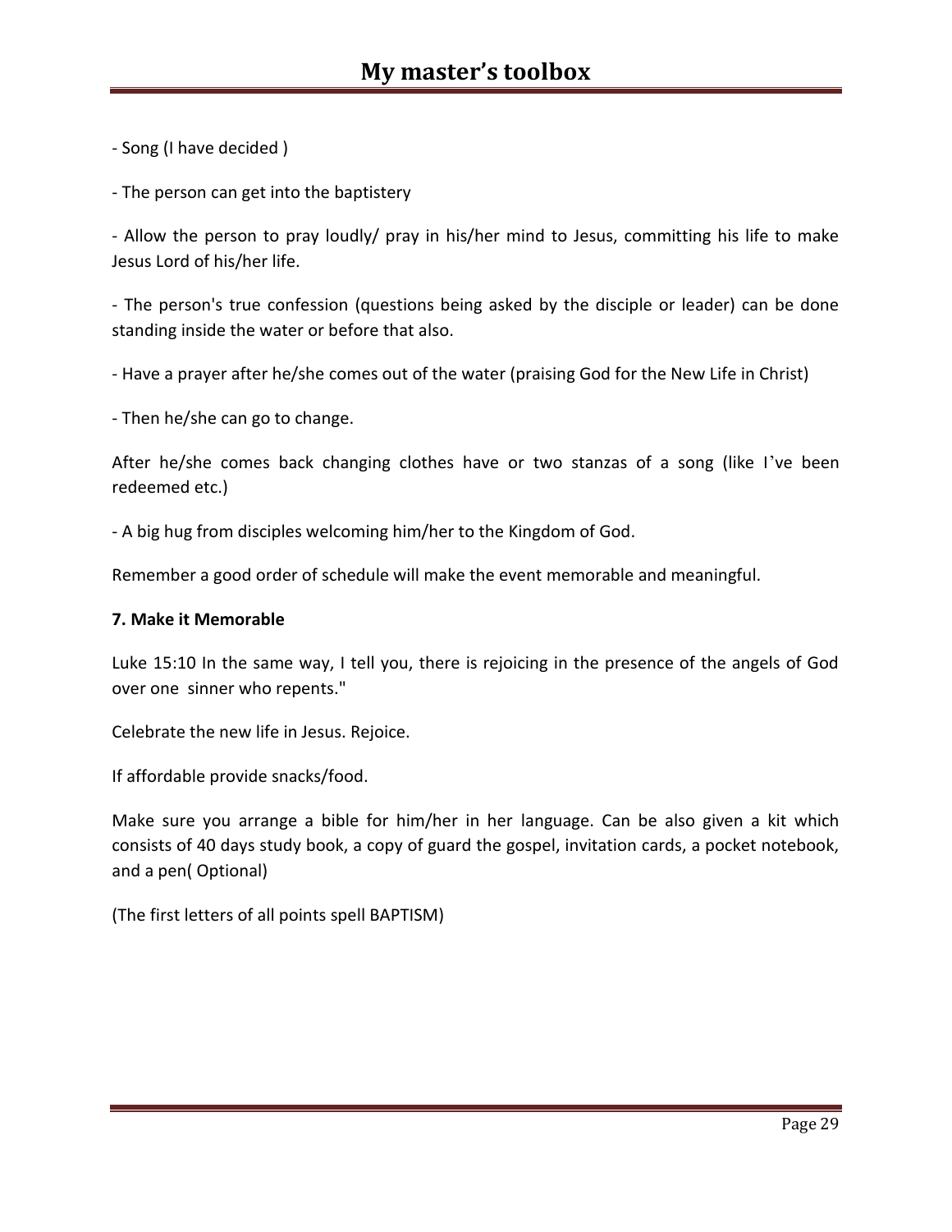- Song (I have decided )

- The person can get into the baptistery

- Allow the person to pray loudly/ pray in his/her mind to Jesus, committing his life to make Jesus Lord of his/her life.

- The person's true confession (questions being asked by the disciple or leader) can be done standing inside the water or before that also.

- Have a prayer after he/she comes out of the water (praising God for the New Life in Christ)

- Then he/she can go to change.

After he/she comes back changing clothes have or two stanzas of a song (like I've been redeemed etc.)

- A big hug from disciples welcoming him/her to the Kingdom of God.

Remember a good order of schedule will make the event memorable and meaningful.

**7. Make it Memorable**

Luke 15:10 In the same way, I tell you, there is rejoicing in the presence of the angels of God over one sinner who repents."

Celebrate the new life in Jesus. Rejoice.

If affordable provide snacks/food.

Make sure you arrange a bible for him/her in her language. Can be also given a kit which consists of 40 days study book, a copy of guard the gospel, invitation cards, a pocket notebook, and a pen( Optional)

(The first letters of all points spell BAPTISM)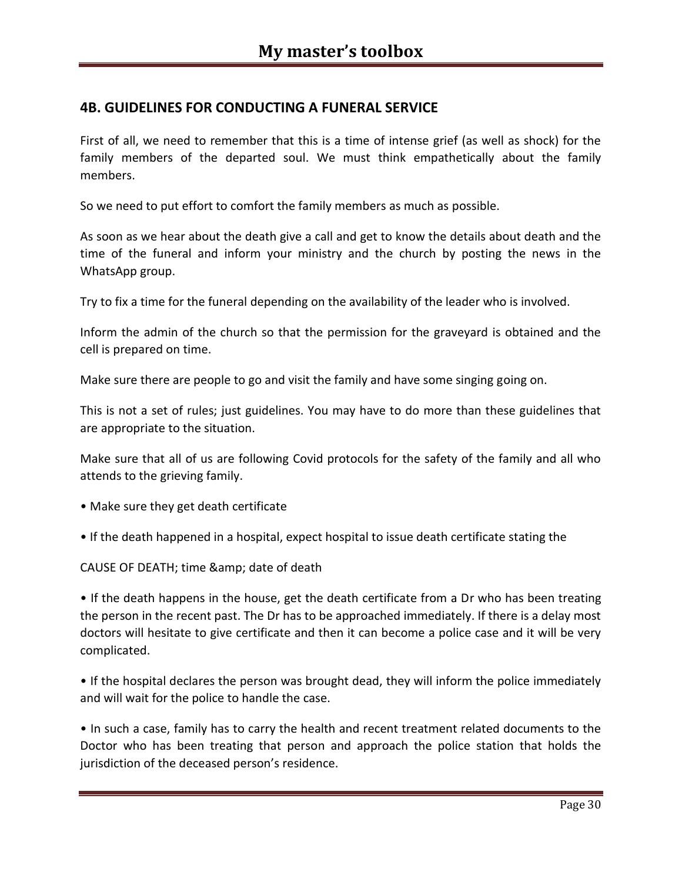## 4B. GUIDELINES FOR CONDUCTING A FUNERAL SERVICE

First of all, we need to remember that this is a time of intense grief (as well as shock) for the family members of the departed soul. We must think empathetically about the family members.

So we need to put effort to comfort the family members as much as possible.

As soon as we hear about the death give a call and get to know the details about death and the time of the funeral and inform your ministry and the church by posting the news in the WhatsApp group.

Try to fix a time for the funeral depending on the availability of the leader who is involved.

Inform the admin of the church so that the permission for the graveyard is obtained and the cell is prepared on time.

Make sure there are people to go and visit the family and have some singing going on.

This is not a set of rules; just guidelines. You may have to do more than these guidelines that are appropriate to the situation.

Make sure that all of us are following Covid protocols for the safety of the family and all who attends to the grieving family.

- Make sure they get death certificate
- If the death happened in a hospital, expect hospital to issue death certificate stating the

CAUSE OF DEATH; time &amp; date of death

- If the death happens in the house, get the death certificate from a Dr who has been treating the person in the recent past. The Dr has to be approached immediately. If there is a delay most doctors will hesitate to give certificate and then it can become a police case and it will be very complicated.
- If the hospital declares the person was brought dead, they will inform the police immediately and will wait for the police to handle the case.
- In such a case, family has to carry the health and recent treatment related documents to the Doctor who has been treating that person and approach the police station that holds the jurisdiction of the deceased person's residence.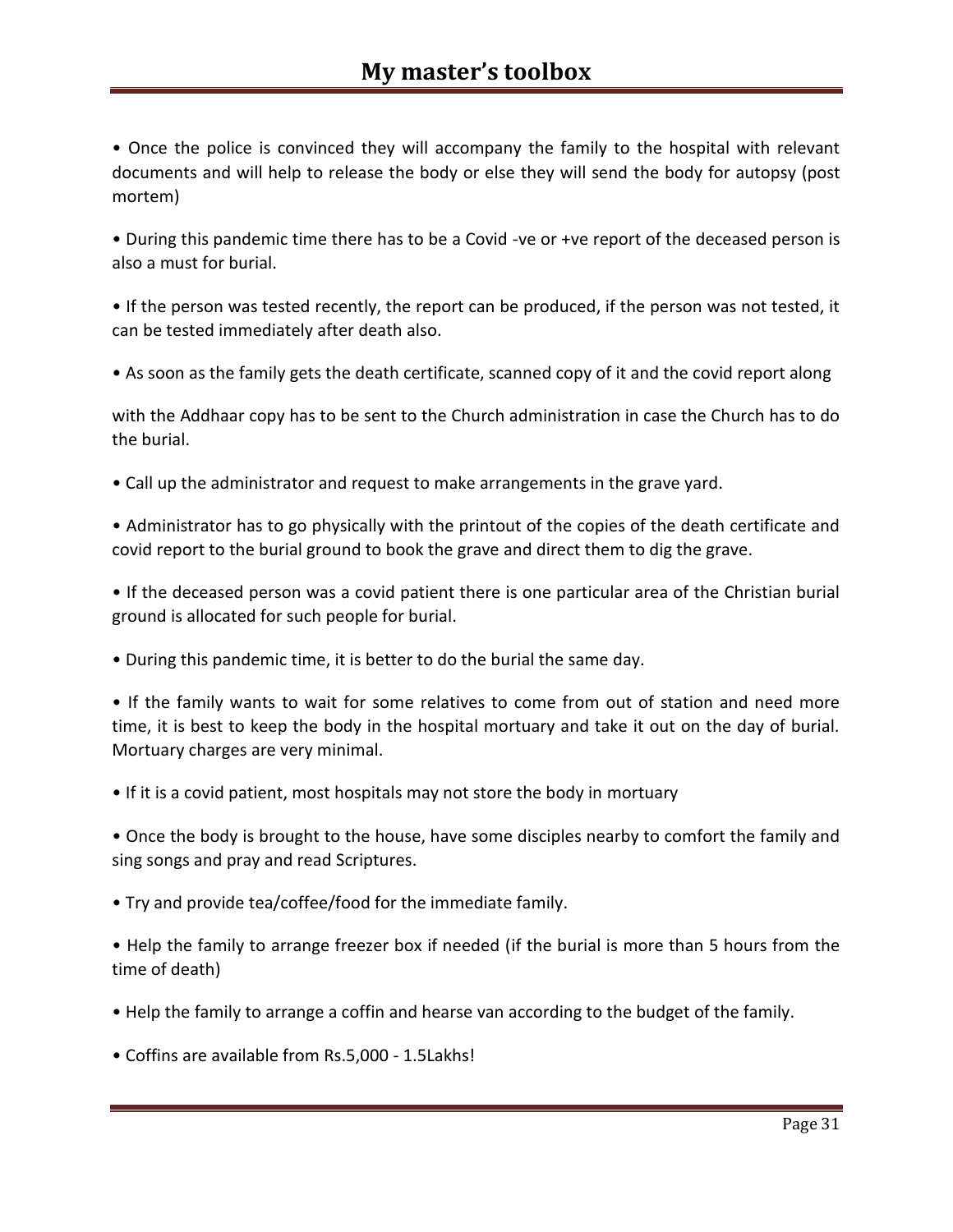- Once the police is convinced they will accompany the family to the hospital with relevant documents and will help to release the body or else they will send the body for autopsy (post mortem)

- During this pandemic time there has to be a Covid -ve or +ve report of the deceased person is also a must for burial.

- If the person was tested recently, the report can be produced, if the person was not tested, it can be tested immediately after death also.

- As soon as the family gets the death certificate, scanned copy of it and the covid report along with the Addhaar copy has to be sent to the Church administration in case the Church has to do the burial.

- Call up the administrator and request to make arrangements in the grave yard.

- Administrator has to go physically with the printout of the copies of the death certificate and covid report to the burial ground to book the grave and direct them to dig the grave.

- If the deceased person was a covid patient there is one particular area of the Christian burial ground is allocated for such people for burial.

- During this pandemic time, it is better to do the burial the same day.

- If the family wants to wait for some relatives to come from out of station and need more time, it is best to keep the body in the hospital mortuary and take it out on the day of burial. Mortuary charges are very minimal.

- If it is a covid patient, most hospitals may not store the body in mortuary

- Once the body is brought to the house, have some disciples nearby to comfort the family and sing songs and pray and read Scriptures.

- Try and provide tea/coffee/food for the immediate family.

- Help the family to arrange freezer box if needed (if the burial is more than 5 hours from the time of death)

- Help the family to arrange a coffin and hearse van according to the budget of the family.

- Coffins are available from Rs.5,000 - 1.5Lakhs!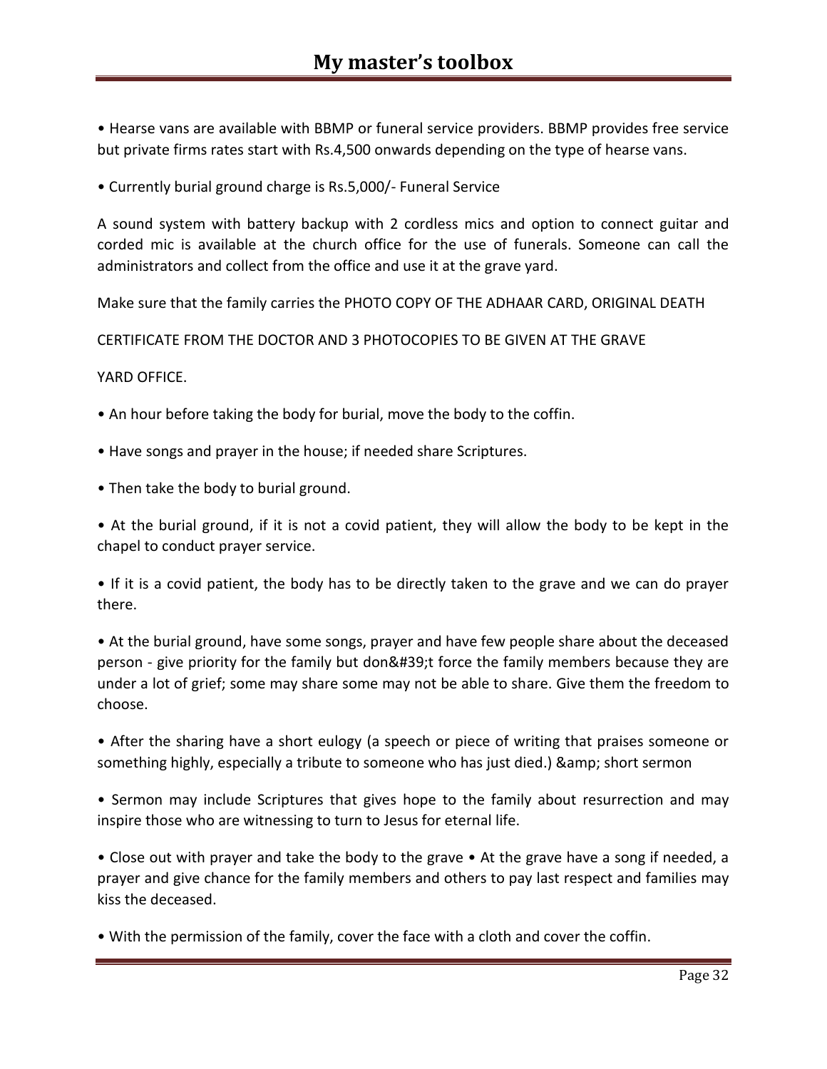• Hearse vans are available with BBMP or funeral service providers. BBMP provides free service but private firms rates start with Rs.4,500 onwards depending on the type of hearse vans.

• Currently burial ground charge is Rs.5,000/- Funeral Service

A sound system with battery backup with 2 cordless mics and option to connect guitar and corded mic is available at the church office for the use of funerals. Someone can call the administrators and collect from the office and use it at the grave yard.

Make sure that the family carries the PHOTO COPY OF THE ADHAAR CARD, ORIGINAL DEATH

CERTIFICATE FROM THE DOCTOR AND 3 PHOTOCOPIES TO BE GIVEN AT THE GRAVE

YARD OFFICE.

• An hour before taking the body for burial, move the body to the coffin.

• Have songs and prayer in the house; if needed share Scriptures.

• Then take the body to burial ground.

• At the burial ground, if it is not a covid patient, they will allow the body to be kept in the chapel to conduct prayer service.

• If it is a covid patient, the body has to be directly taken to the grave and we can do prayer there.

• At the burial ground, have some songs, prayer and have few people share about the deceased person - give priority for the family but don&#39;t force the family members because they are under a lot of grief; some may share some may not be able to share. Give them the freedom to choose.

• After the sharing have a short eulogy (a speech or piece of writing that praises someone or something highly, especially a tribute to someone who has just died.) &amp; short sermon

• Sermon may include Scriptures that gives hope to the family about resurrection and may inspire those who are witnessing to turn to Jesus for eternal life.

• Close out with prayer and take the body to the grave • At the grave have a song if needed, a prayer and give chance for the family members and others to pay last respect and families may kiss the deceased.

• With the permission of the family, cover the face with a cloth and cover the coffin.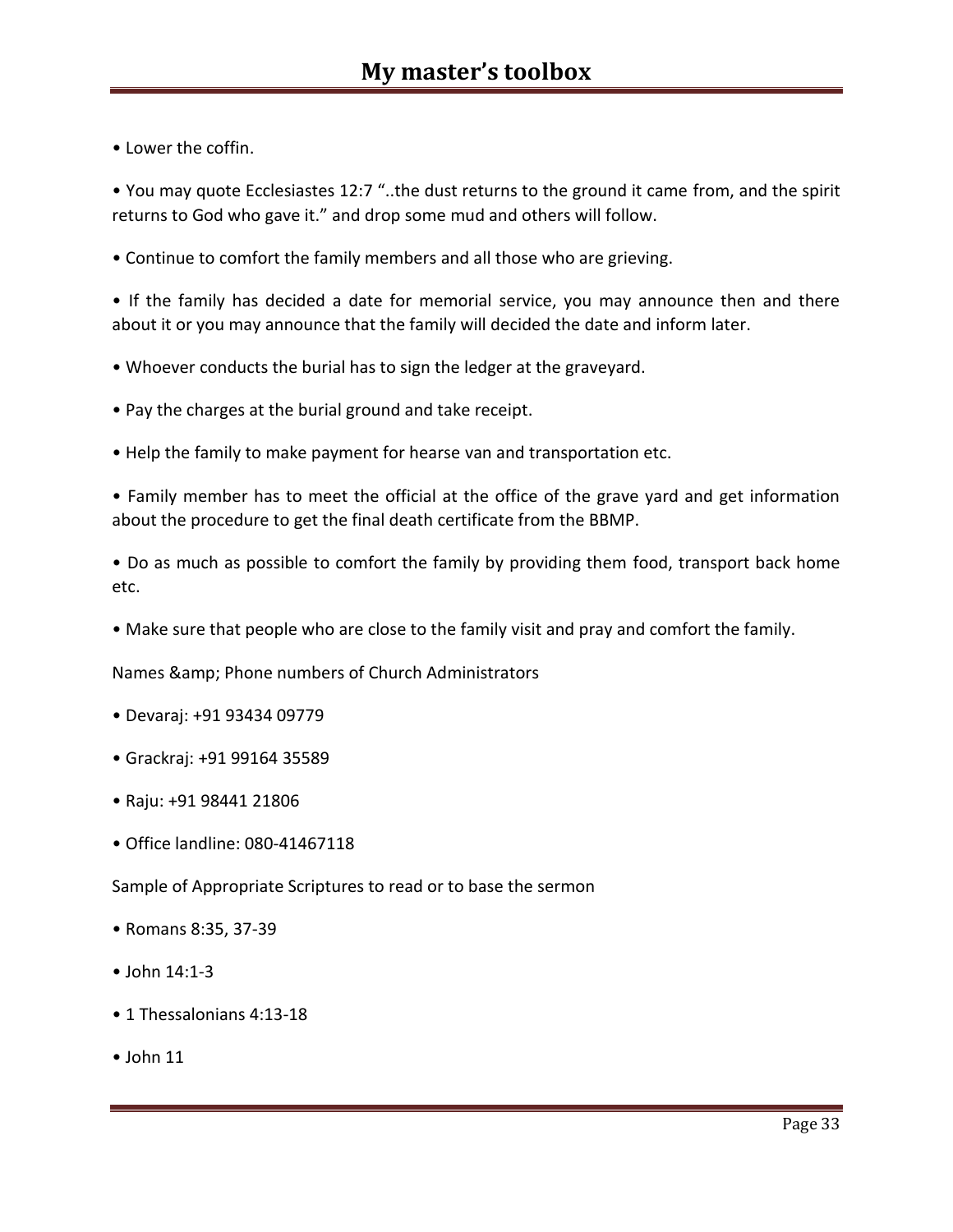- Lower the coffin.
- You may quote Ecclesiastes 12:7 "..the dust returns to the ground it came from, and the spirit returns to God who gave it." and drop some mud and others will follow.
- Continue to comfort the family members and all those who are grieving.
- If the family has decided a date for memorial service, you may announce then and there about it or you may announce that the family will decided the date and inform later.
- Whoever conducts the burial has to sign the ledger at the graveyard.
- Pay the charges at the burial ground and take receipt.
- Help the family to make payment for hearse van and transportation etc.
- Family member has to meet the official at the office of the grave yard and get information about the procedure to get the final death certificate from the BBMP.
- Do as much as possible to comfort the family by providing them food, transport back home etc.
- Make sure that people who are close to the family visit and pray and comfort the family.

Names &amp; Phone numbers of Church Administrators

- Devaraj: +91 93434 09779
- Grackraj: +91 99164 35589
- Raju: +91 98441 21806
- Office landline: 080-41467118

Sample of Appropriate Scriptures to read or to base the sermon

- Romans 8:35, 37-39
- John 14:1-3
- 1 Thessalonians 4:13-18
- John 11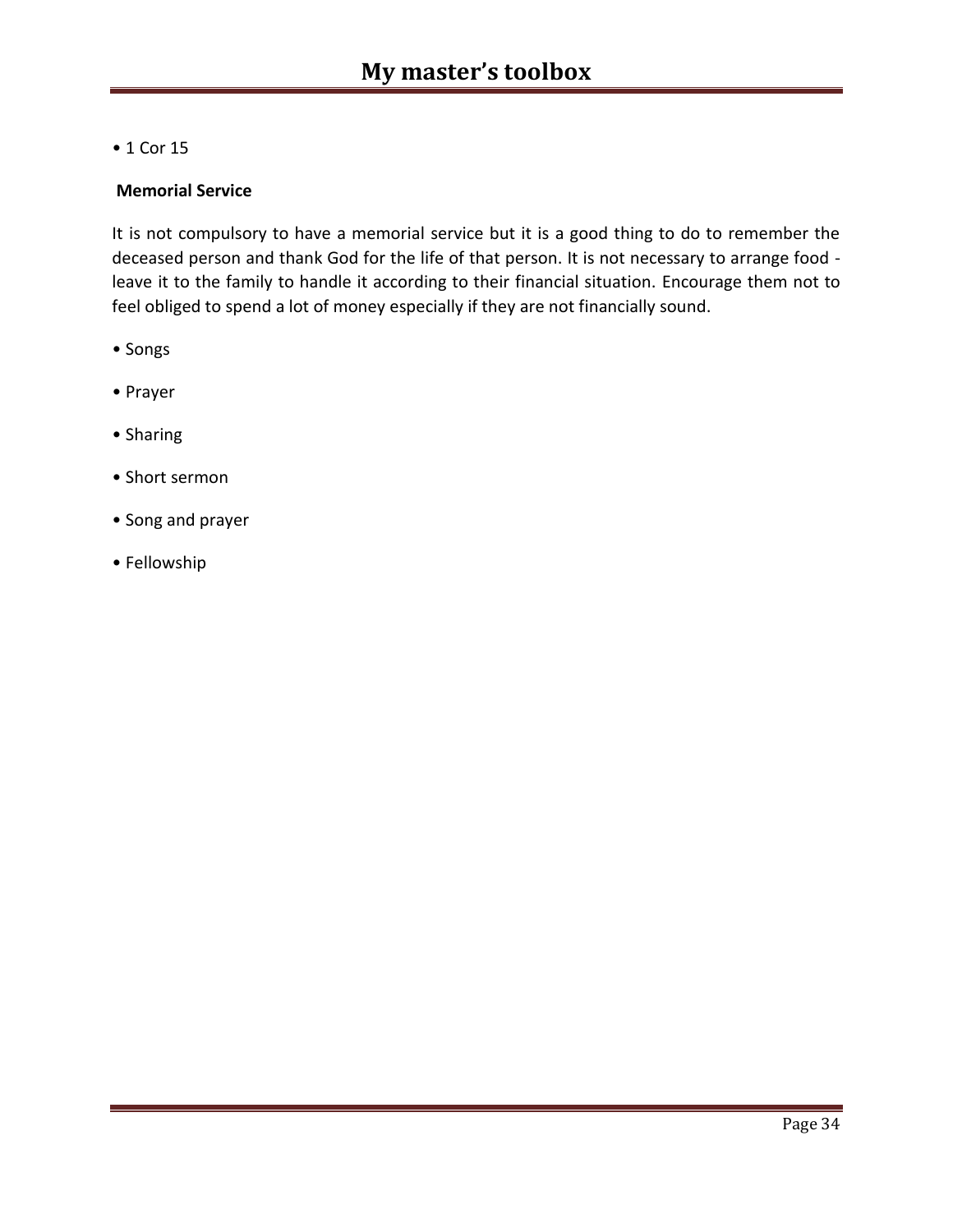- 1 Cor 15

**Memorial Service**

It is not compulsory to have a memorial service but it is a good thing to do to remember the deceased person and thank God for the life of that person. It is not necessary to arrange food - leave it to the family to handle it according to their financial situation. Encourage them not to feel obliged to spend a lot of money especially if they are not financially sound.

- Songs
- Prayer
- Sharing
- Short sermon
- Song and prayer
- Fellowship